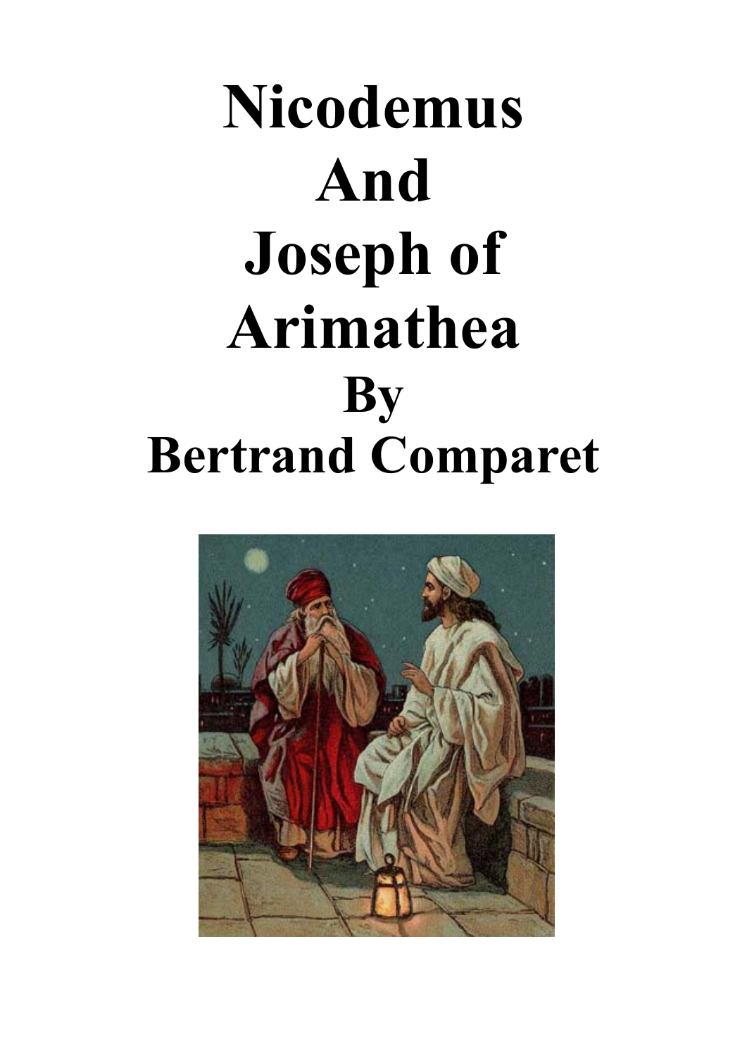# Nicodemus And Joseph of Arimathea By Bertrand Comparet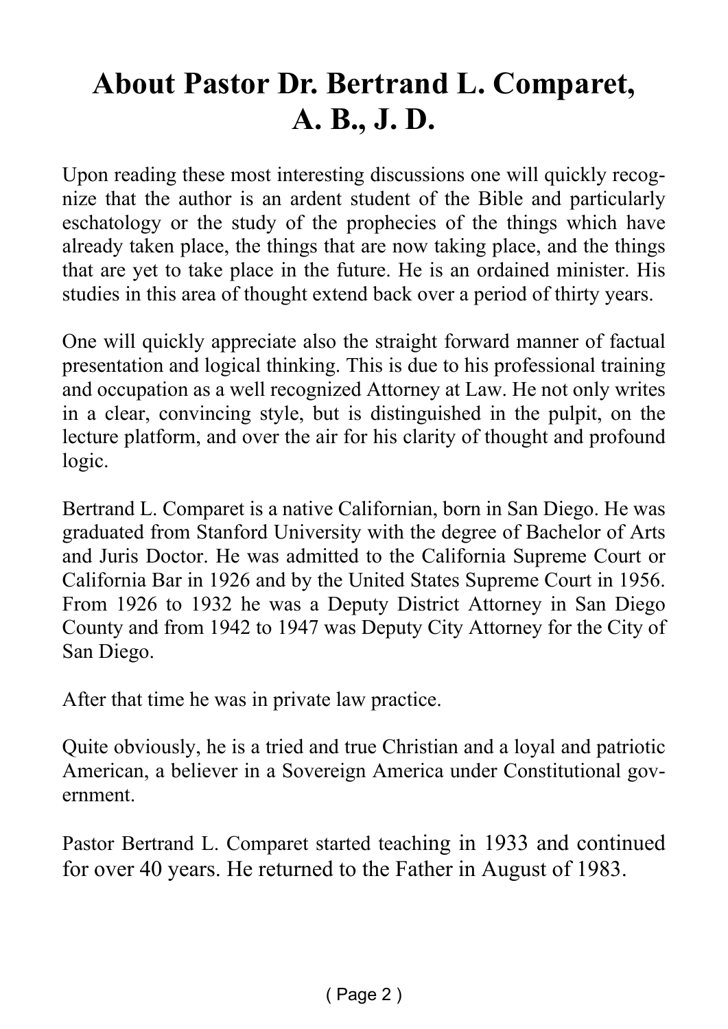# About Pastor Dr. Bertrand L. Comparet, A. B., J. D.

Upon reading these most interesting discussions one will quickly recognize that the author is an ardent student of the Bible and particularly eschatology or the study of the prophecies of the things which have already taken place, the things that are now taking place, and the things that are yet to take place in the future. He is an ordained minister. His studies in this area of thought extend back over a period of thirty years.

One will quickly appreciate also the straight forward manner of factual presentation and logical thinking. This is due to his professional training and occupation as a well recognized Attorney at Law. He not only writes in a clear, convincing style, but is distinguished in the pulpit, on the lecture platform, and over the air for his clarity of thought and profound logic.

Bertrand L. Comparet is a native Californian, born in San Diego. He was graduated from Stanford University with the degree of Bachelor of Arts and Juris Doctor. He was admitted to the California Supreme Court or California Bar in 1926 and by the United States Supreme Court in 1956. From 1926 to 1932 he was a Deputy District Attorney in San Diego County and from 1942 to 1947 was Deputy City Attorney for the City of San Diego.

After that time he was in private law practice.

Quite obviously, he is a tried and true Christian and a loyal and patriotic American, a believer in a Sovereign America under Constitutional government.

Pastor Bertrand L. Comparet started teaching in 1933 and continued for over 40 years. He returned to the Father in August of 1983.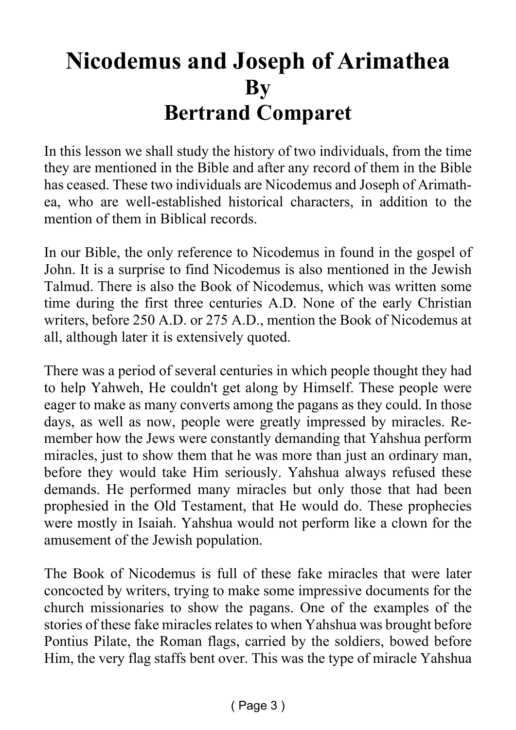# Nicodemus and Joseph of Arimathea
# By
# Bertrand Comparet

In this lesson we shall study the history of two individuals, from the time they are mentioned in the Bible and after any record of them in the Bible has ceased. These two individuals are Nicodemus and Joseph of Arimathea, who are well-established historical characters, in addition to the mention of them in Biblical records.

In our Bible, the only reference to Nicodemus in found in the gospel of John. It is a surprise to find Nicodemus is also mentioned in the Jewish Talmud. There is also the Book of Nicodemus, which was written some time during the first three centuries A.D. None of the early Christian writers, before 250 A.D. or 275 A.D., mention the Book of Nicodemus at all, although later it is extensively quoted.

There was a period of several centuries in which people thought they had to help Yahweh, He couldn't get along by Himself. These people were eager to make as many converts among the pagans as they could. In those days, as well as now, people were greatly impressed by miracles. Remember how the Jews were constantly demanding that Yahshua perform miracles, just to show them that he was more than just an ordinary man, before they would take Him seriously. Yahshua always refused these demands. He performed many miracles but only those that had been prophesied in the Old Testament, that He would do. These prophecies were mostly in Isaiah. Yahshua would not perform like a clown for the amusement of the Jewish population.

The Book of Nicodemus is full of these fake miracles that were later concocted by writers, trying to make some impressive documents for the church missionaries to show the pagans. One of the examples of the stories of these fake miracles relates to when Yahshua was brought before Pontius Pilate, the Roman flags, carried by the soldiers, bowed before Him, the very flag staffs bent over. This was the type of miracle Yahshua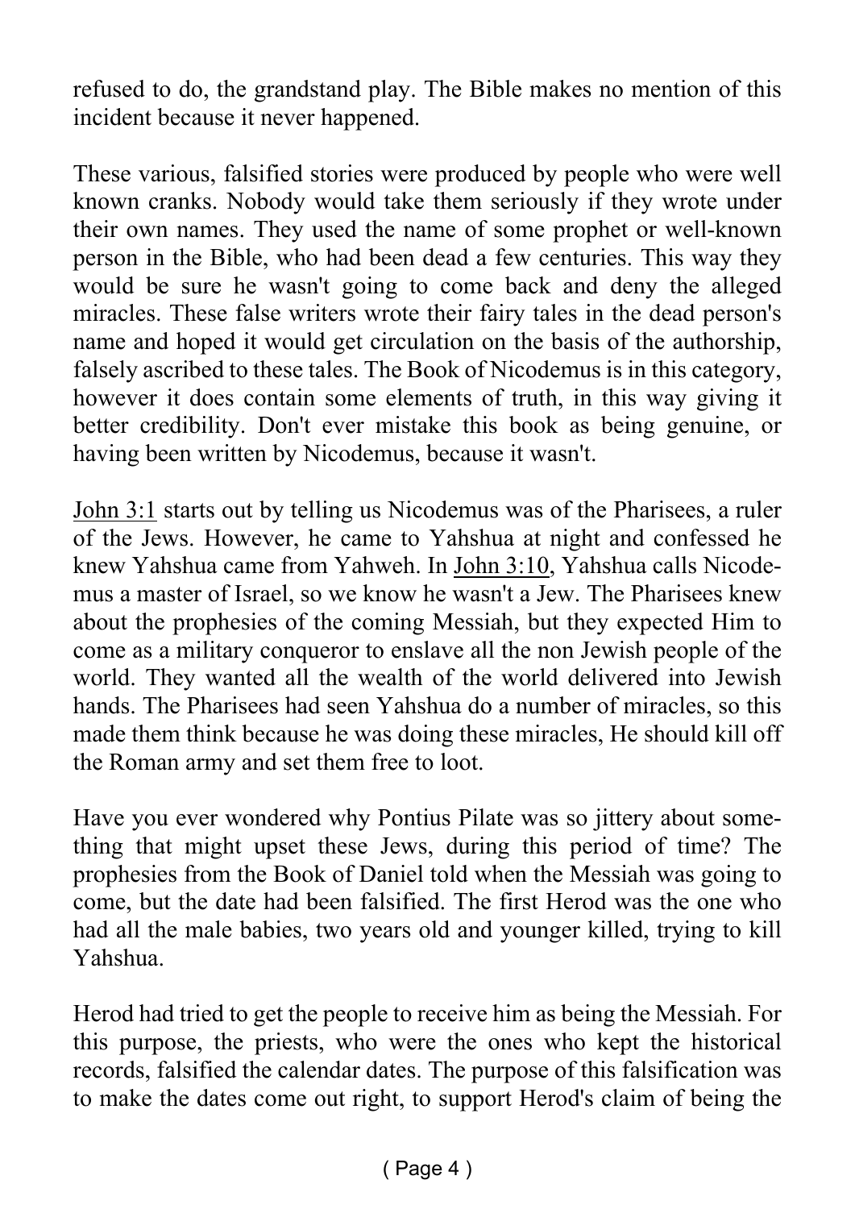refused to do, the grandstand play. The Bible makes no mention of this incident because it never happened.

These various, falsified stories were produced by people who were well known cranks. Nobody would take them seriously if they wrote under their own names. They used the name of some prophet or well-known person in the Bible, who had been dead a few centuries. This way they would be sure he wasn't going to come back and deny the alleged miracles. These false writers wrote their fairy tales in the dead person's name and hoped it would get circulation on the basis of the authorship, falsely ascribed to these tales. The Book of Nicodemus is in this category, however it does contain some elements of truth, in this way giving it better credibility. Don't ever mistake this book as being genuine, or having been written by Nicodemus, because it wasn't.

John 3:1 starts out by telling us Nicodemus was of the Pharisees, a ruler of the Jews. However, he came to Yahshua at night and confessed he knew Yahshua came from Yahweh. In John 3:10, Yahshua calls Nicodemus a master of Israel, so we know he wasn't a Jew. The Pharisees knew about the prophesies of the coming Messiah, but they expected Him to come as a military conqueror to enslave all the non Jewish people of the world. They wanted all the wealth of the world delivered into Jewish hands. The Pharisees had seen Yahshua do a number of miracles, so this made them think because he was doing these miracles, He should kill off the Roman army and set them free to loot.

Have you ever wondered why Pontius Pilate was so jittery about something that might upset these Jews, during this period of time? The prophesies from the Book of Daniel told when the Messiah was going to come, but the date had been falsified. The first Herod was the one who had all the male babies, two years old and younger killed, trying to kill Yahshua.

Herod had tried to get the people to receive him as being the Messiah. For this purpose, the priests, who were the ones who kept the historical records, falsified the calendar dates. The purpose of this falsification was to make the dates come out right, to support Herod's claim of being the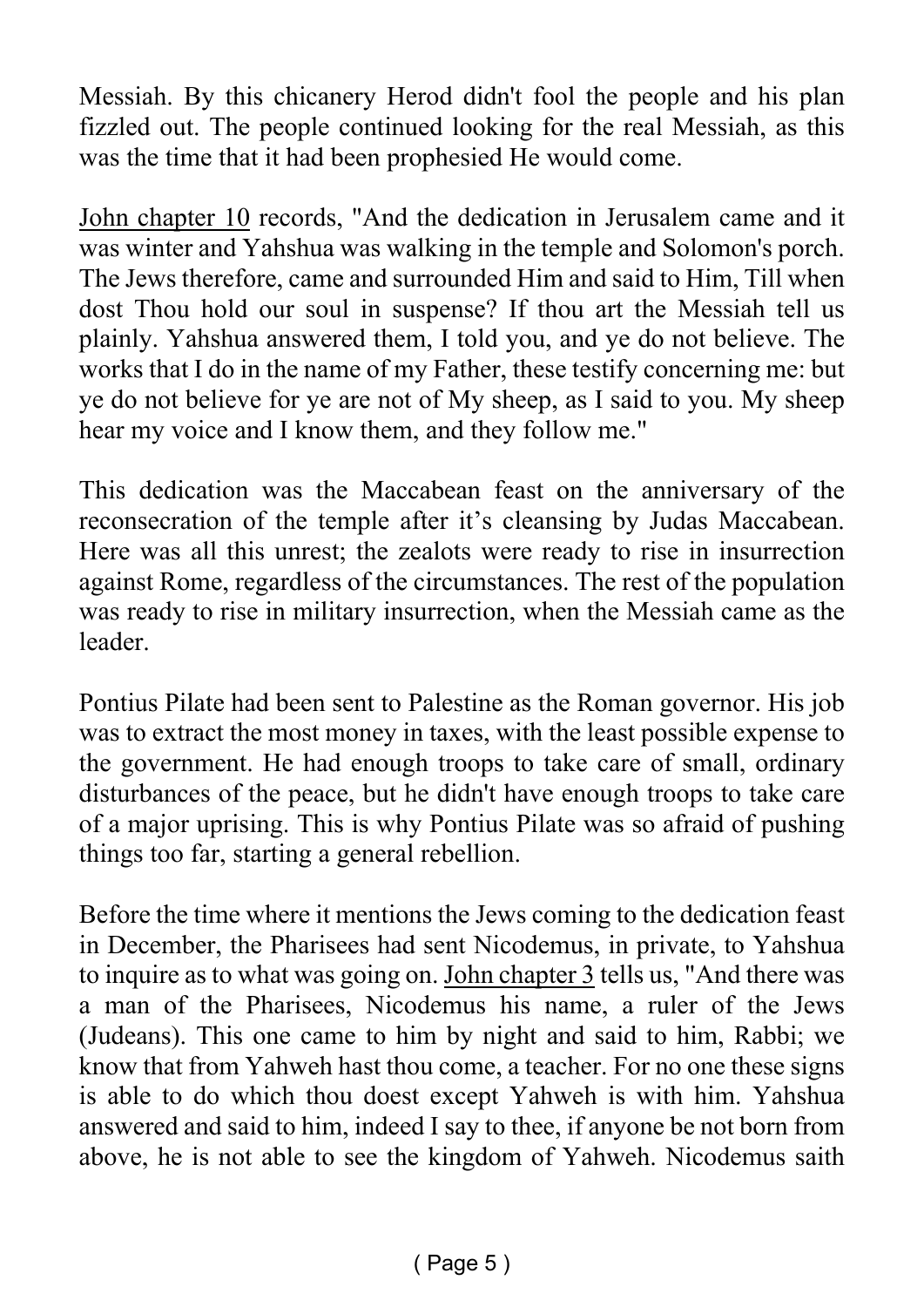Messiah. By this chicanery Herod didn't fool the people and his plan fizzled out. The people continued looking for the real Messiah, as this was the time that it had been prophesied He would come.

<u>John chapter 10</u> records, "And the dedication in Jerusalem came and it was winter and Yahshua was walking in the temple and Solomon's porch. The Jews therefore, came and surrounded Him and said to Him, Till when dost Thou hold our soul in suspense? If thou art the Messiah tell us plainly. Yahshua answered them, I told you, and ye do not believe. The works that I do in the name of my Father, these testify concerning me: but ye do not believe for ye are not of My sheep, as I said to you. My sheep hear my voice and I know them, and they follow me."

This dedication was the Maccabean feast on the anniversary of the reconsecration of the temple after it's cleansing by Judas Maccabean. Here was all this unrest; the zealots were ready to rise in insurrection against Rome, regardless of the circumstances. The rest of the population was ready to rise in military insurrection, when the Messiah came as the leader.

Pontius Pilate had been sent to Palestine as the Roman governor. His job was to extract the most money in taxes, with the least possible expense to the government. He had enough troops to take care of small, ordinary disturbances of the peace, but he didn't have enough troops to take care of a major uprising. This is why Pontius Pilate was so afraid of pushing things too far, starting a general rebellion.

Before the time where it mentions the Jews coming to the dedication feast in December, the Pharisees had sent Nicodemus, in private, to Yahshua to inquire as to what was going on. <u>John chapter 3</u> tells us, "And there was a man of the Pharisees, Nicodemus his name, a ruler of the Jews (Judeans). This one came to him by night and said to him, Rabbi; we know that from Yahweh hast thou come, a teacher. For no one these signs is able to do which thou doest except Yahweh is with him. Yahshua answered and said to him, indeed I say to thee, if anyone be not born from above, he is not able to see the kingdom of Yahweh. Nicodemus saith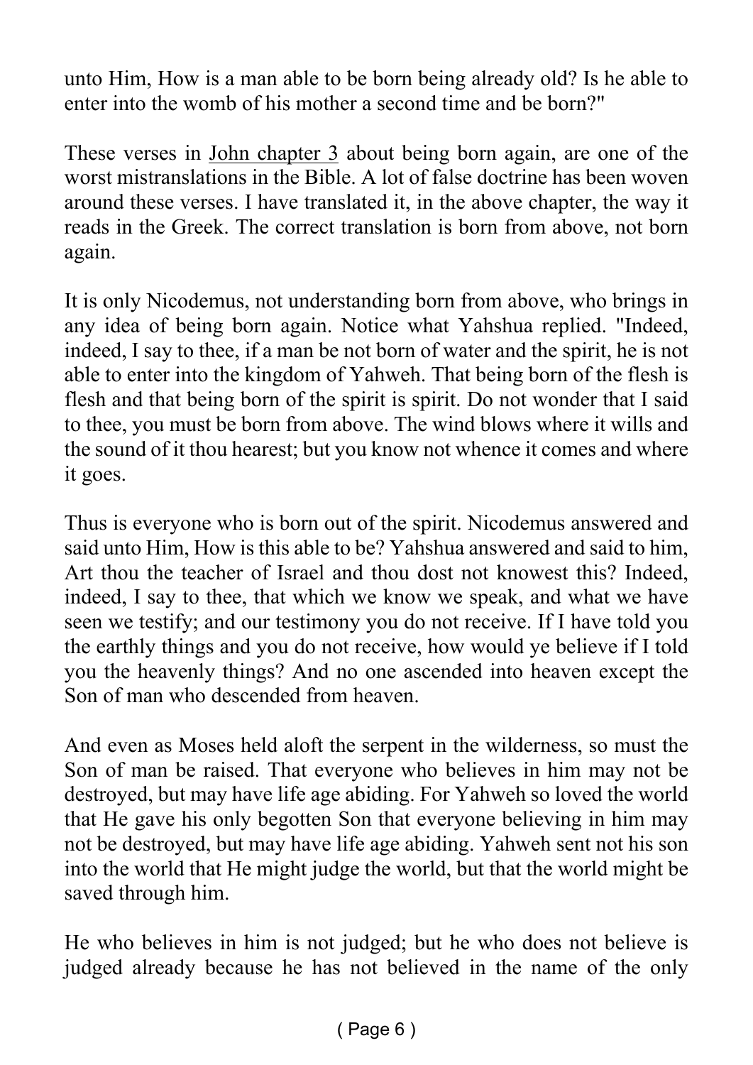unto Him, How is a man able to be born being already old? Is he able to enter into the womb of his mother a second time and be born?"

These verses in John chapter 3 about being born again, are one of the worst mistranslations in the Bible. A lot of false doctrine has been woven around these verses. I have translated it, in the above chapter, the way it reads in the Greek. The correct translation is born from above, not born again.

It is only Nicodemus, not understanding born from above, who brings in any idea of being born again. Notice what Yahshua replied. "Indeed, indeed, I say to thee, if a man be not born of water and the spirit, he is not able to enter into the kingdom of Yahweh. That being born of the flesh is flesh and that being born of the spirit is spirit. Do not wonder that I said to thee, you must be born from above. The wind blows where it wills and the sound of it thou hearest; but you know not whence it comes and where it goes.

Thus is everyone who is born out of the spirit. Nicodemus answered and said unto Him, How is this able to be? Yahshua answered and said to him, Art thou the teacher of Israel and thou dost not knowest this? Indeed, indeed, I say to thee, that which we know we speak, and what we have seen we testify; and our testimony you do not receive. If I have told you the earthly things and you do not receive, how would ye believe if I told you the heavenly things? And no one ascended into heaven except the Son of man who descended from heaven.

And even as Moses held aloft the serpent in the wilderness, so must the Son of man be raised. That everyone who believes in him may not be destroyed, but may have life age abiding. For Yahweh so loved the world that He gave his only begotten Son that everyone believing in him may not be destroyed, but may have life age abiding. Yahweh sent not his son into the world that He might judge the world, but that the world might be saved through him.

He who believes in him is not judged; but he who does not believe is judged already because he has not believed in the name of the only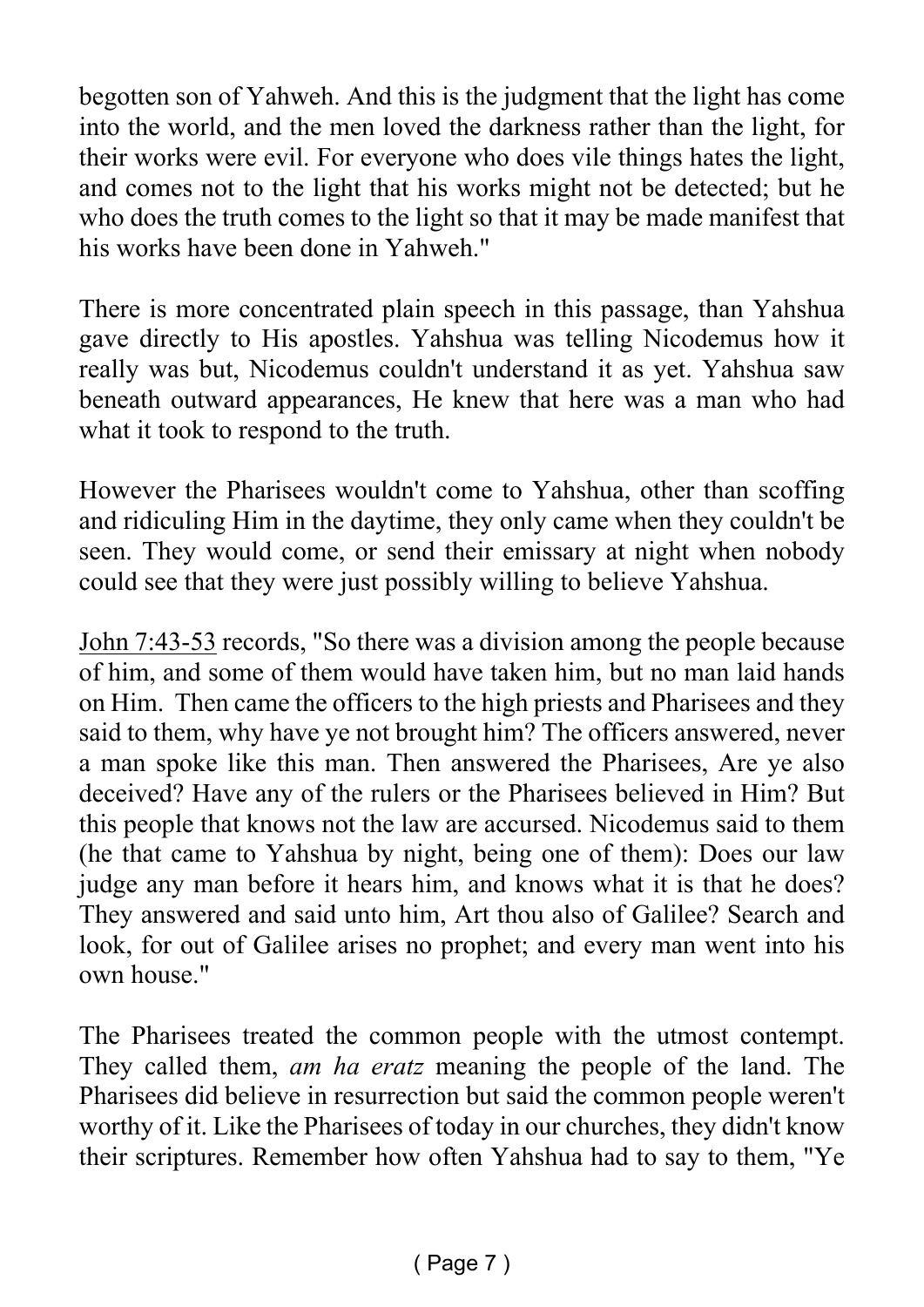begotten son of Yahweh. And this is the judgment that the light has come into the world, and the men loved the darkness rather than the light, for their works were evil. For everyone who does vile things hates the light, and comes not to the light that his works might not be detected; but he who does the truth comes to the light so that it may be made manifest that his works have been done in Yahweh."

There is more concentrated plain speech in this passage, than Yahshua gave directly to His apostles. Yahshua was telling Nicodemus how it really was but, Nicodemus couldn't understand it as yet. Yahshua saw beneath outward appearances, He knew that here was a man who had what it took to respond to the truth.

However the Pharisees wouldn't come to Yahshua, other than scoffing and ridiculing Him in the daytime, they only came when they couldn't be seen. They would come, or send their emissary at night when nobody could see that they were just possibly willing to believe Yahshua.

John 7:43-53 records, "So there was a division among the people because of him, and some of them would have taken him, but no man laid hands on Him. Then came the officers to the high priests and Pharisees and they said to them, why have ye not brought him? The officers answered, never a man spoke like this man. Then answered the Pharisees, Are ye also deceived? Have any of the rulers or the Pharisees believed in Him? But this people that knows not the law are accursed. Nicodemus said to them (he that came to Yahshua by night, being one of them): Does our law judge any man before it hears him, and knows what it is that he does? They answered and said unto him, Art thou also of Galilee? Search and look, for out of Galilee arises no prophet; and every man went into his own house."

The Pharisees treated the common people with the utmost contempt. They called them, *am ha eratz* meaning the people of the land. The Pharisees did believe in resurrection but said the common people weren't worthy of it. Like the Pharisees of today in our churches, they didn't know their scriptures. Remember how often Yahshua had to say to them, "Ye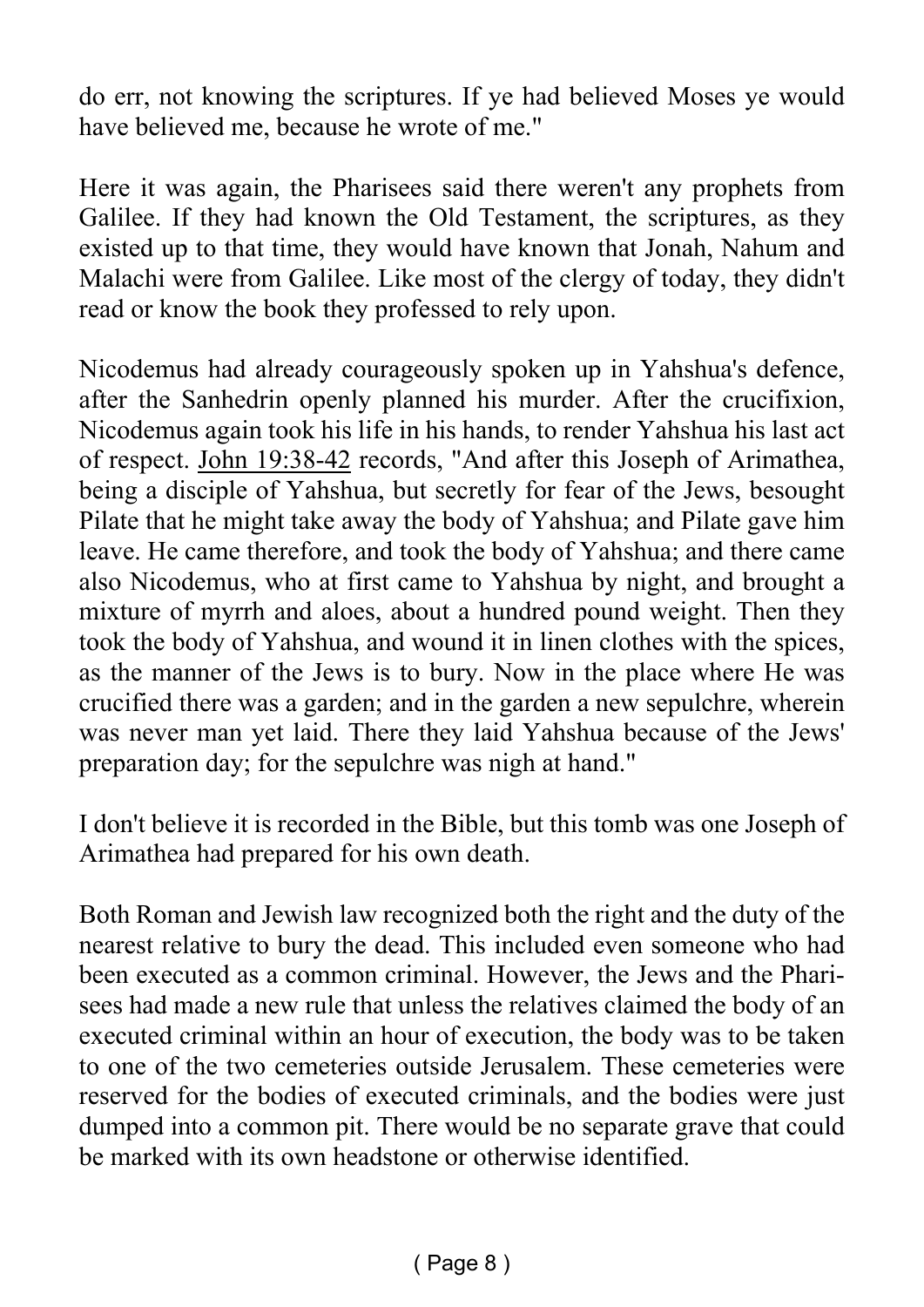do err, not knowing the scriptures. If ye had believed Moses ye would have believed me, because he wrote of me."

Here it was again, the Pharisees said there weren't any prophets from Galilee. If they had known the Old Testament, the scriptures, as they existed up to that time, they would have known that Jonah, Nahum and Malachi were from Galilee. Like most of the clergy of today, they didn't read or know the book they professed to rely upon.

Nicodemus had already courageously spoken up in Yahshua's defence, after the Sanhedrin openly planned his murder. After the crucifixion, Nicodemus again took his life in his hands, to render Yahshua his last act of respect. John 19:38-42 records, "And after this Joseph of Arimathea, being a disciple of Yahshua, but secretly for fear of the Jews, besought Pilate that he might take away the body of Yahshua; and Pilate gave him leave. He came therefore, and took the body of Yahshua; and there came also Nicodemus, who at first came to Yahshua by night, and brought a mixture of myrrh and aloes, about a hundred pound weight. Then they took the body of Yahshua, and wound it in linen clothes with the spices, as the manner of the Jews is to bury. Now in the place where He was crucified there was a garden; and in the garden a new sepulchre, wherein was never man yet laid. There they laid Yahshua because of the Jews' preparation day; for the sepulchre was nigh at hand."

I don't believe it is recorded in the Bible, but this tomb was one Joseph of Arimathea had prepared for his own death.

Both Roman and Jewish law recognized both the right and the duty of the nearest relative to bury the dead. This included even someone who had been executed as a common criminal. However, the Jews and the Pharisees had made a new rule that unless the relatives claimed the body of an executed criminal within an hour of execution, the body was to be taken to one of the two cemeteries outside Jerusalem. These cemeteries were reserved for the bodies of executed criminals, and the bodies were just dumped into a common pit. There would be no separate grave that could be marked with its own headstone or otherwise identified.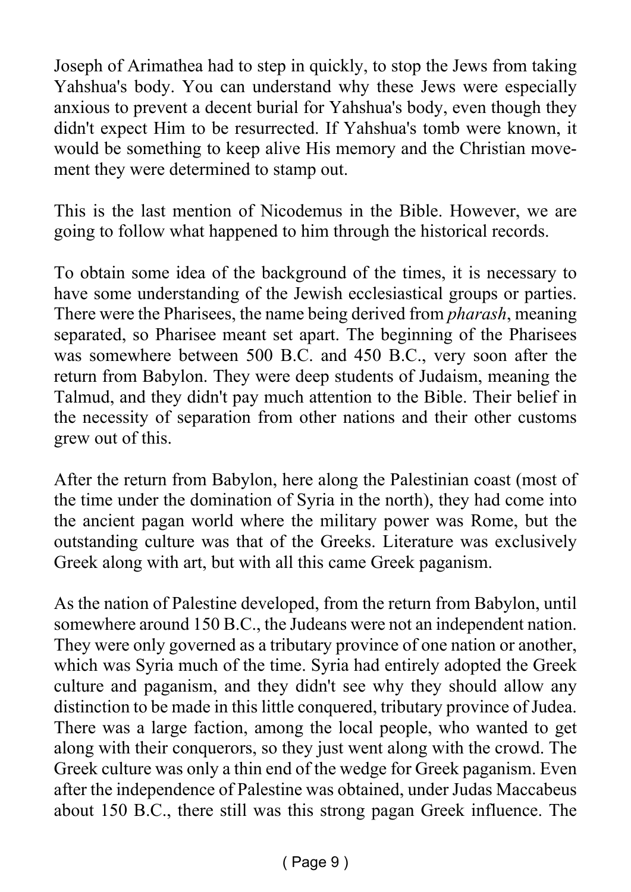Joseph of Arimathea had to step in quickly, to stop the Jews from taking Yahshua's body. You can understand why these Jews were especially anxious to prevent a decent burial for Yahshua's body, even though they didn't expect Him to be resurrected. If Yahshua's tomb were known, it would be something to keep alive His memory and the Christian movement they were determined to stamp out.

This is the last mention of Nicodemus in the Bible. However, we are going to follow what happened to him through the historical records.

To obtain some idea of the background of the times, it is necessary to have some understanding of the Jewish ecclesiastical groups or parties. There were the Pharisees, the name being derived from *pharash*, meaning separated, so Pharisee meant set apart. The beginning of the Pharisees was somewhere between 500 B.C. and 450 B.C., very soon after the return from Babylon. They were deep students of Judaism, meaning the Talmud, and they didn't pay much attention to the Bible. Their belief in the necessity of separation from other nations and their other customs grew out of this.

After the return from Babylon, here along the Palestinian coast (most of the time under the domination of Syria in the north), they had come into the ancient pagan world where the military power was Rome, but the outstanding culture was that of the Greeks. Literature was exclusively Greek along with art, but with all this came Greek paganism.

As the nation of Palestine developed, from the return from Babylon, until somewhere around 150 B.C., the Judeans were not an independent nation. They were only governed as a tributary province of one nation or another, which was Syria much of the time. Syria had entirely adopted the Greek culture and paganism, and they didn't see why they should allow any distinction to be made in this little conquered, tributary province of Judea. There was a large faction, among the local people, who wanted to get along with their conquerors, so they just went along with the crowd. The Greek culture was only a thin end of the wedge for Greek paganism. Even after the independence of Palestine was obtained, under Judas Maccabeus about 150 B.C., there still was this strong pagan Greek influence. The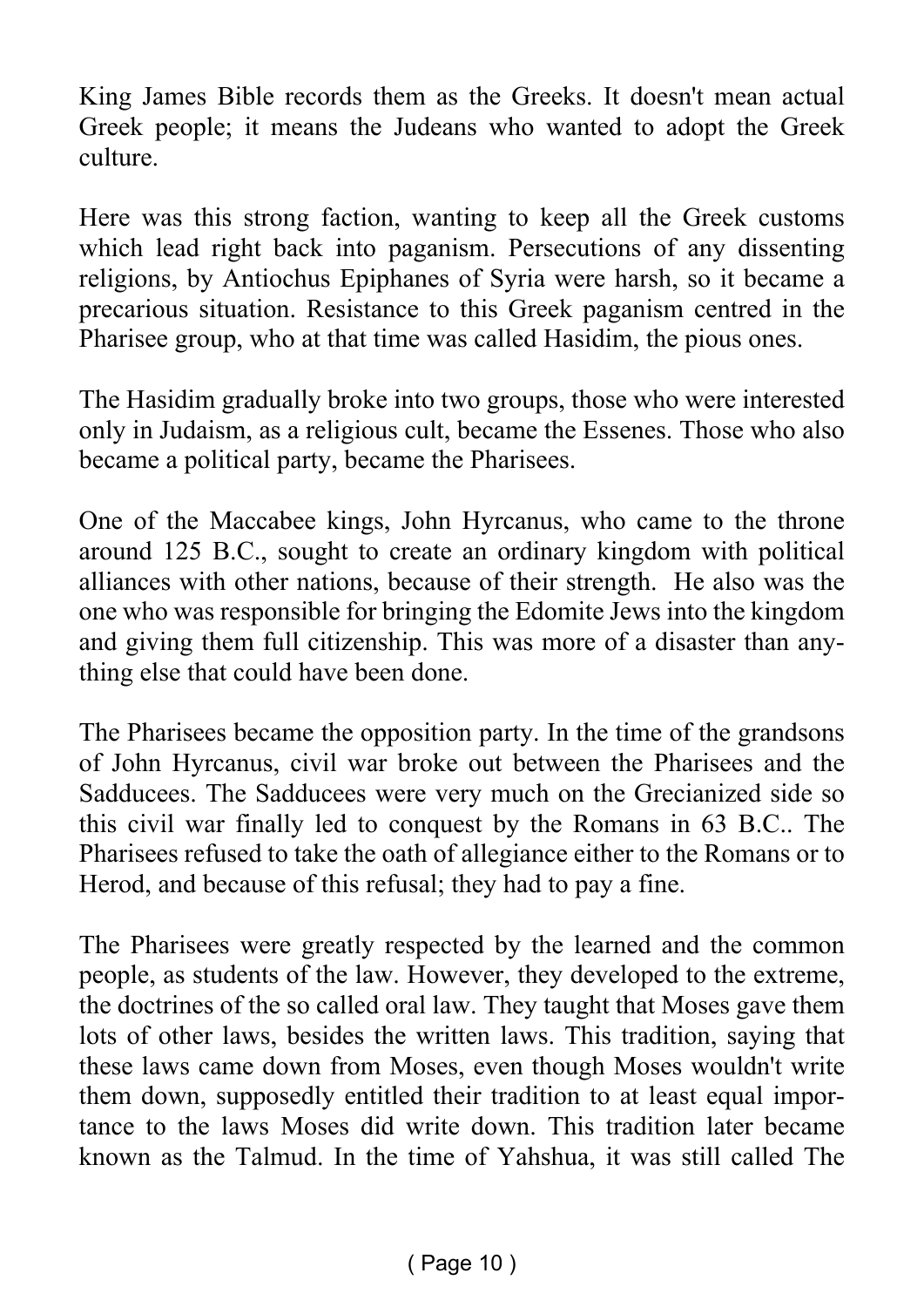King James Bible records them as the Greeks. It doesn't mean actual Greek people; it means the Judeans who wanted to adopt the Greek culture.

Here was this strong faction, wanting to keep all the Greek customs which lead right back into paganism. Persecutions of any dissenting religions, by Antiochus Epiphanes of Syria were harsh, so it became a precarious situation. Resistance to this Greek paganism centred in the Pharisee group, who at that time was called Hasidim, the pious ones.

The Hasidim gradually broke into two groups, those who were interested only in Judaism, as a religious cult, became the Essenes. Those who also became a political party, became the Pharisees.

One of the Maccabee kings, John Hyrcanus, who came to the throne around 125 B.C., sought to create an ordinary kingdom with political alliances with other nations, because of their strength. He also was the one who was responsible for bringing the Edomite Jews into the kingdom and giving them full citizenship. This was more of a disaster than anything else that could have been done.

The Pharisees became the opposition party. In the time of the grandsons of John Hyrcanus, civil war broke out between the Pharisees and the Sadducees. The Sadducees were very much on the Grecianized side so this civil war finally led to conquest by the Romans in 63 B.C.. The Pharisees refused to take the oath of allegiance either to the Romans or to Herod, and because of this refusal; they had to pay a fine.

The Pharisees were greatly respected by the learned and the common people, as students of the law. However, they developed to the extreme, the doctrines of the so called oral law. They taught that Moses gave them lots of other laws, besides the written laws. This tradition, saying that these laws came down from Moses, even though Moses wouldn't write them down, supposedly entitled their tradition to at least equal importance to the laws Moses did write down. This tradition later became known as the Talmud. In the time of Yahshua, it was still called The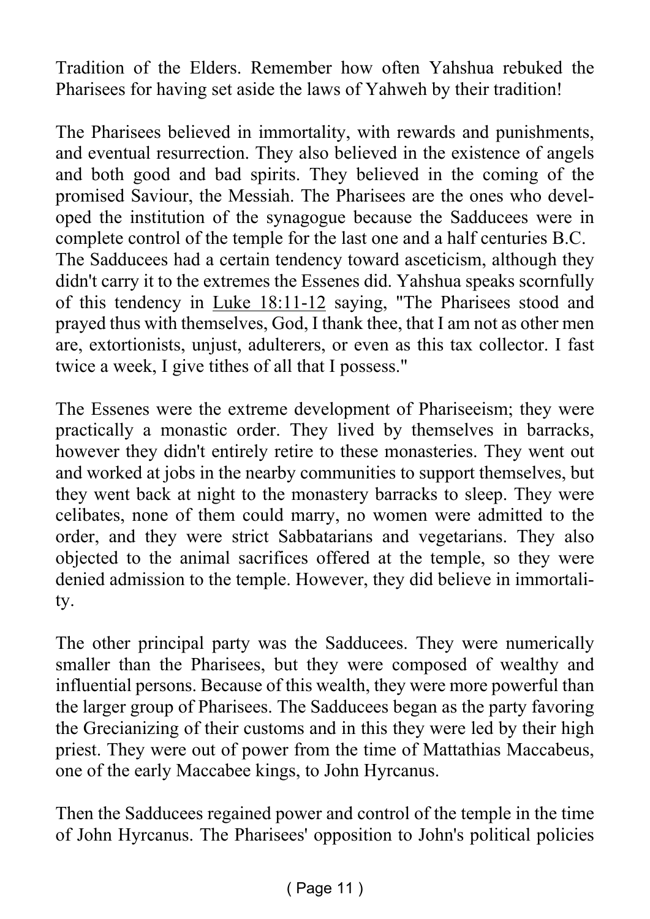Tradition of the Elders. Remember how often Yahshua rebuked the Pharisees for having set aside the laws of Yahweh by their tradition!

The Pharisees believed in immortality, with rewards and punishments, and eventual resurrection. They also believed in the existence of angels and both good and bad spirits. They believed in the coming of the promised Saviour, the Messiah. The Pharisees are the ones who developed the institution of the synagogue because the Sadducees were in complete control of the temple for the last one and a half centuries B.C. The Sadducees had a certain tendency toward asceticism, although they didn't carry it to the extremes the Essenes did. Yahshua speaks scornfully of this tendency in Luke 18:11-12 saying, "The Pharisees stood and prayed thus with themselves, God, I thank thee, that I am not as other men are, extortionists, unjust, adulterers, or even as this tax collector. I fast twice a week, I give tithes of all that I possess."

The Essenes were the extreme development of Phariseeism; they were practically a monastic order. They lived by themselves in barracks, however they didn't entirely retire to these monasteries. They went out and worked at jobs in the nearby communities to support themselves, but they went back at night to the monastery barracks to sleep. They were celibates, none of them could marry, no women were admitted to the order, and they were strict Sabbatarians and vegetarians. They also objected to the animal sacrifices offered at the temple, so they were denied admission to the temple. However, they did believe in immortality.

The other principal party was the Sadducees. They were numerically smaller than the Pharisees, but they were composed of wealthy and influential persons. Because of this wealth, they were more powerful than the larger group of Pharisees. The Sadducees began as the party favoring the Grecianizing of their customs and in this they were led by their high priest. They were out of power from the time of Mattathias Maccabeus, one of the early Maccabee kings, to John Hyrcanus.

Then the Sadducees regained power and control of the temple in the time of John Hyrcanus. The Pharisees' opposition to John's political policies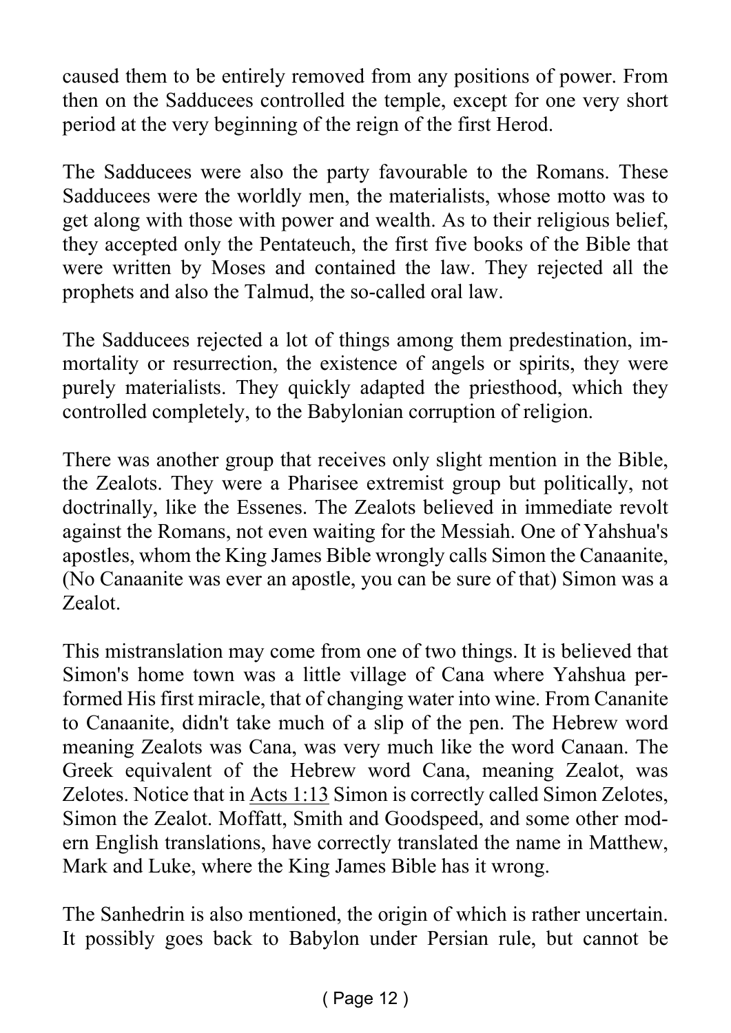caused them to be entirely removed from any positions of power. From then on the Sadducees controlled the temple, except for one very short period at the very beginning of the reign of the first Herod.

The Sadducees were also the party favourable to the Romans. These Sadducees were the worldly men, the materialists, whose motto was to get along with those with power and wealth. As to their religious belief, they accepted only the Pentateuch, the first five books of the Bible that were written by Moses and contained the law. They rejected all the prophets and also the Talmud, the so-called oral law.

The Sadducees rejected a lot of things among them predestination, immortality or resurrection, the existence of angels or spirits, they were purely materialists. They quickly adapted the priesthood, which they controlled completely, to the Babylonian corruption of religion.

There was another group that receives only slight mention in the Bible, the Zealots. They were a Pharisee extremist group but politically, not doctrinally, like the Essenes. The Zealots believed in immediate revolt against the Romans, not even waiting for the Messiah. One of Yahshua's apostles, whom the King James Bible wrongly calls Simon the Canaanite, (No Canaanite was ever an apostle, you can be sure of that) Simon was a Zealot.

This mistranslation may come from one of two things. It is believed that Simon's home town was a little village of Cana where Yahshua performed His first miracle, that of changing water into wine. From Cananite to Canaanite, didn't take much of a slip of the pen. The Hebrew word meaning Zealots was Cana, was very much like the word Canaan. The Greek equivalent of the Hebrew word Cana, meaning Zealot, was Zelotes. Notice that in Acts 1:13 Simon is correctly called Simon Zelotes, Simon the Zealot. Moffatt, Smith and Goodspeed, and some other modern English translations, have correctly translated the name in Matthew, Mark and Luke, where the King James Bible has it wrong.

The Sanhedrin is also mentioned, the origin of which is rather uncertain. It possibly goes back to Babylon under Persian rule, but cannot be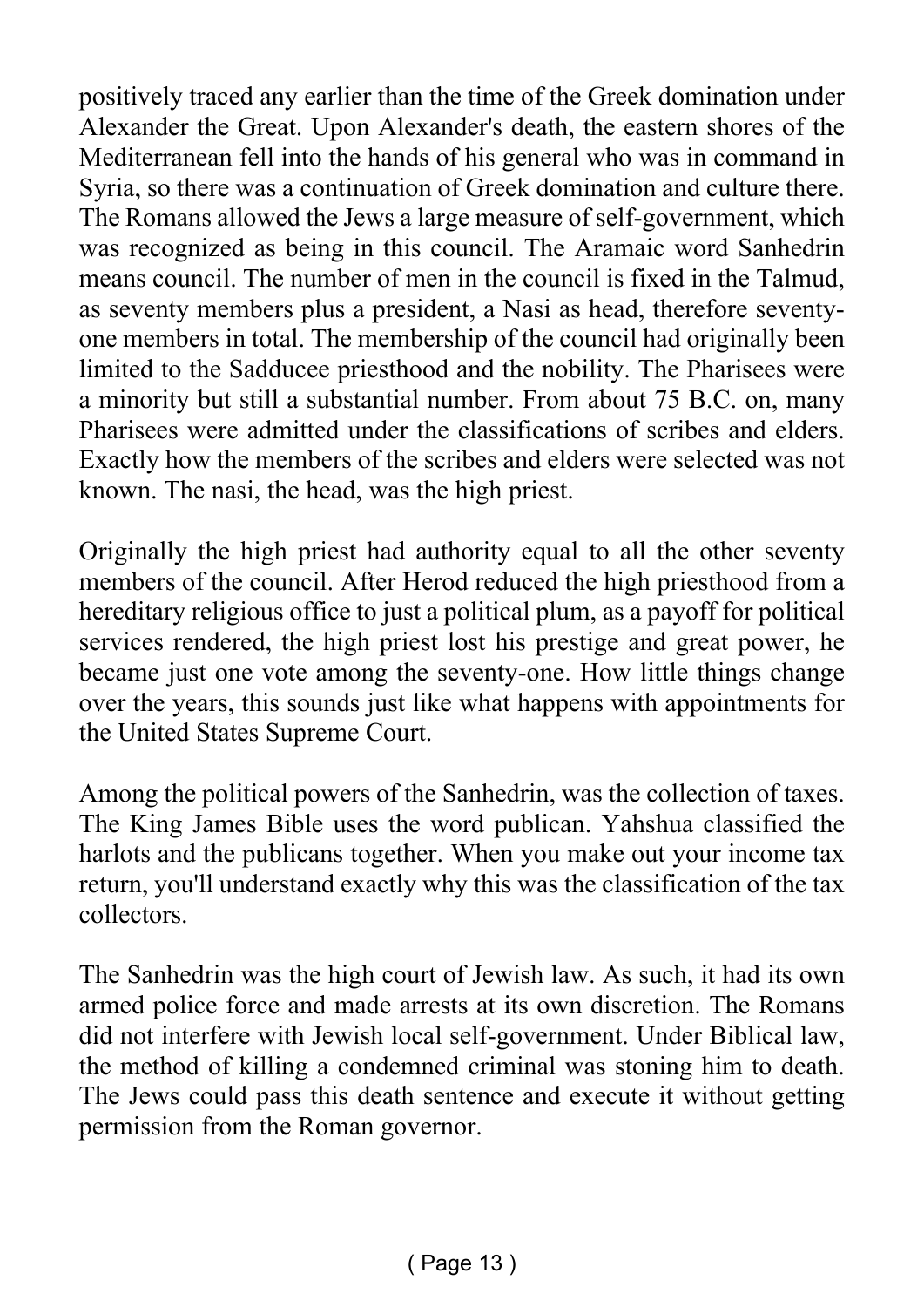positively traced any earlier than the time of the Greek domination under Alexander the Great. Upon Alexander's death, the eastern shores of the Mediterranean fell into the hands of his general who was in command in Syria, so there was a continuation of Greek domination and culture there. The Romans allowed the Jews a large measure of self-government, which was recognized as being in this council. The Aramaic word Sanhedrin means council. The number of men in the council is fixed in the Talmud, as seventy members plus a president, a Nasi as head, therefore seventy-one members in total. The membership of the council had originally been limited to the Sadducee priesthood and the nobility. The Pharisees were a minority but still a substantial number. From about 75 B.C. on, many Pharisees were admitted under the classifications of scribes and elders. Exactly how the members of the scribes and elders were selected was not known. The nasi, the head, was the high priest.

Originally the high priest had authority equal to all the other seventy members of the council. After Herod reduced the high priesthood from a hereditary religious office to just a political plum, as a payoff for political services rendered, the high priest lost his prestige and great power, he became just one vote among the seventy-one. How little things change over the years, this sounds just like what happens with appointments for the United States Supreme Court.

Among the political powers of the Sanhedrin, was the collection of taxes. The King James Bible uses the word publican. Yahshua classified the harlots and the publicans together. When you make out your income tax return, you'll understand exactly why this was the classification of the tax collectors.

The Sanhedrin was the high court of Jewish law. As such, it had its own armed police force and made arrests at its own discretion. The Romans did not interfere with Jewish local self-government. Under Biblical law, the method of killing a condemned criminal was stoning him to death. The Jews could pass this death sentence and execute it without getting permission from the Roman governor.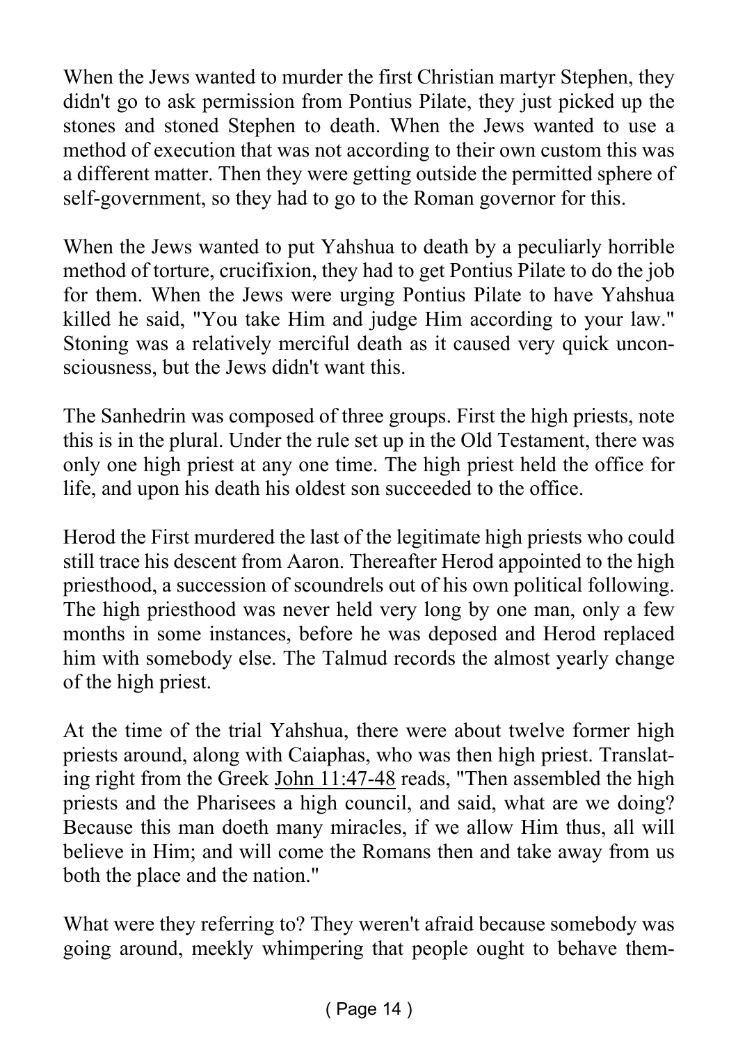When the Jews wanted to murder the first Christian martyr Stephen, they didn't go to ask permission from Pontius Pilate, they just picked up the stones and stoned Stephen to death. When the Jews wanted to use a method of execution that was not according to their own custom this was a different matter. Then they were getting outside the permitted sphere of self-government, so they had to go to the Roman governor for this.

When the Jews wanted to put Yahshua to death by a peculiarly horrible method of torture, crucifixion, they had to get Pontius Pilate to do the job for them. When the Jews were urging Pontius Pilate to have Yahshua killed he said, "You take Him and judge Him according to your law." Stoning was a relatively merciful death as it caused very quick unconsciousness, but the Jews didn't want this.

The Sanhedrin was composed of three groups. First the high priests, note this is in the plural. Under the rule set up in the Old Testament, there was only one high priest at any one time. The high priest held the office for life, and upon his death his oldest son succeeded to the office.

Herod the First murdered the last of the legitimate high priests who could still trace his descent from Aaron. Thereafter Herod appointed to the high priesthood, a succession of scoundrels out of his own political following. The high priesthood was never held very long by one man, only a few months in some instances, before he was deposed and Herod replaced him with somebody else. The Talmud records the almost yearly change of the high priest.

At the time of the trial Yahshua, there were about twelve former high priests around, along with Caiaphas, who was then high priest. Translating right from the Greek John 11:47-48 reads, "Then assembled the high priests and the Pharisees a high council, and said, what are we doing? Because this man doeth many miracles, if we allow Him thus, all will believe in Him; and will come the Romans then and take away from us both the place and the nation."

What were they referring to? They weren't afraid because somebody was going around, meekly whimpering that people ought to behave them-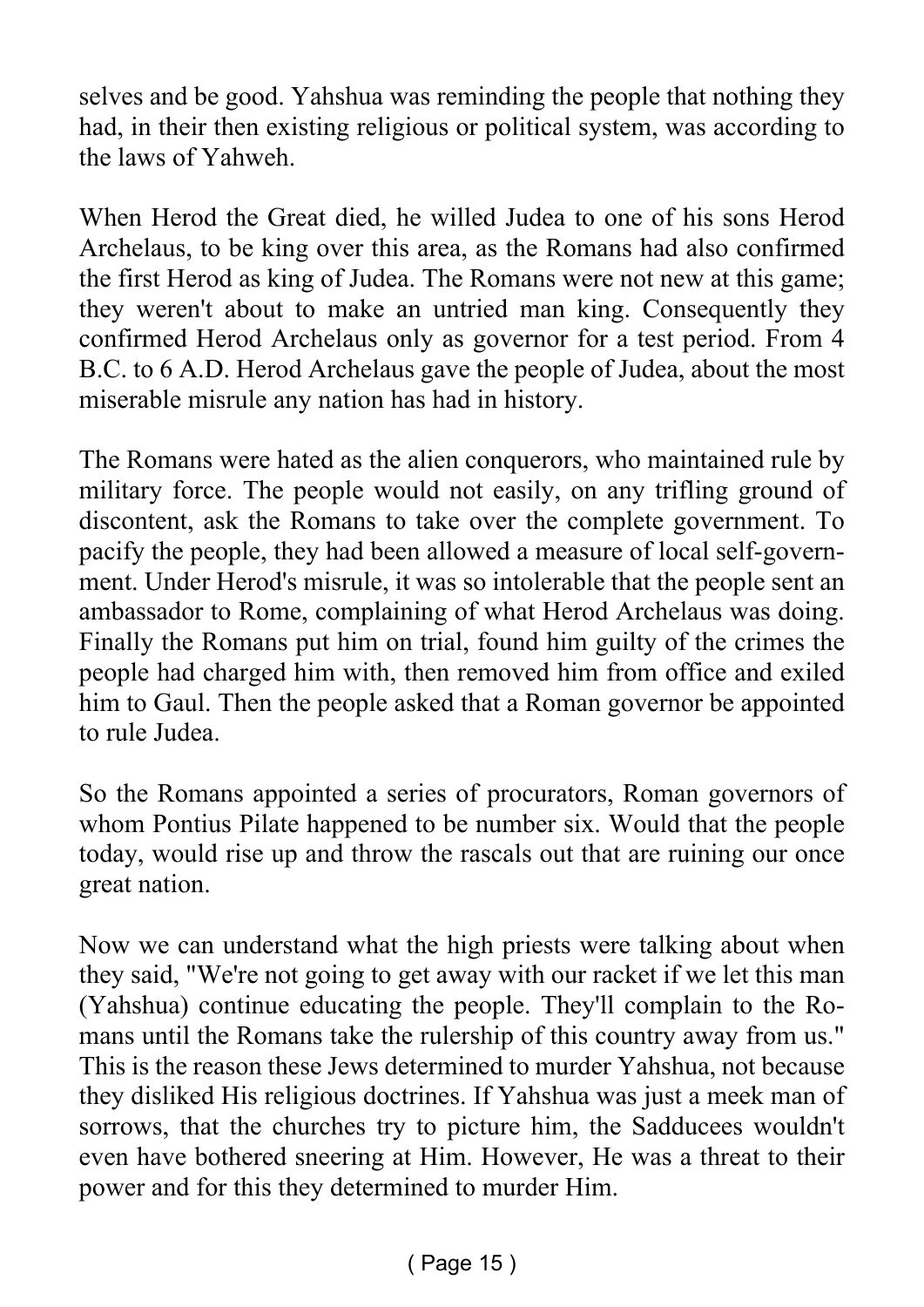selves and be good. Yahshua was reminding the people that nothing they had, in their then existing religious or political system, was according to the laws of Yahweh.

When Herod the Great died, he willed Judea to one of his sons Herod Archelaus, to be king over this area, as the Romans had also confirmed the first Herod as king of Judea. The Romans were not new at this game; they weren't about to make an untried man king. Consequently they confirmed Herod Archelaus only as governor for a test period. From 4 B.C. to 6 A.D. Herod Archelaus gave the people of Judea, about the most miserable misrule any nation has had in history.

The Romans were hated as the alien conquerors, who maintained rule by military force. The people would not easily, on any trifling ground of discontent, ask the Romans to take over the complete government. To pacify the people, they had been allowed a measure of local self-government. Under Herod's misrule, it was so intolerable that the people sent an ambassador to Rome, complaining of what Herod Archelaus was doing. Finally the Romans put him on trial, found him guilty of the crimes the people had charged him with, then removed him from office and exiled him to Gaul. Then the people asked that a Roman governor be appointed to rule Judea.

So the Romans appointed a series of procurators, Roman governors of whom Pontius Pilate happened to be number six. Would that the people today, would rise up and throw the rascals out that are ruining our once great nation.

Now we can understand what the high priests were talking about when they said, "We're not going to get away with our racket if we let this man (Yahshua) continue educating the people. They'll complain to the Romans until the Romans take the rulership of this country away from us." This is the reason these Jews determined to murder Yahshua, not because they disliked His religious doctrines. If Yahshua was just a meek man of sorrows, that the churches try to picture him, the Sadducees wouldn't even have bothered sneering at Him. However, He was a threat to their power and for this they determined to murder Him.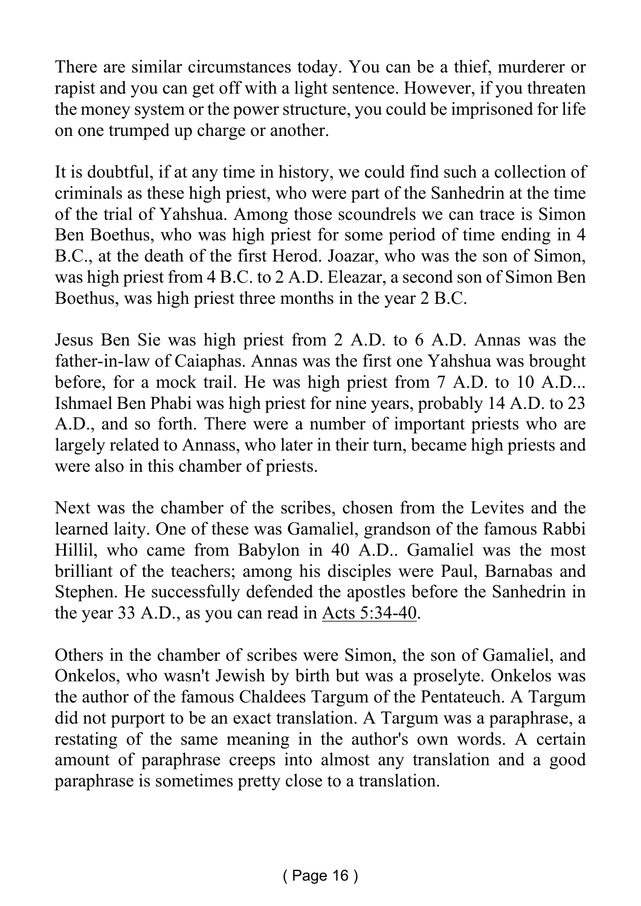There are similar circumstances today. You can be a thief, murderer or rapist and you can get off with a light sentence. However, if you threaten the money system or the power structure, you could be imprisoned for life on one trumped up charge or another.

It is doubtful, if at any time in history, we could find such a collection of criminals as these high priest, who were part of the Sanhedrin at the time of the trial of Yahshua. Among those scoundrels we can trace is Simon Ben Boethus, who was high priest for some period of time ending in 4 B.C., at the death of the first Herod. Joazar, who was the son of Simon, was high priest from 4 B.C. to 2 A.D. Eleazar, a second son of Simon Ben Boethus, was high priest three months in the year 2 B.C.

Jesus Ben Sie was high priest from 2 A.D. to 6 A.D. Annas was the father-in-law of Caiaphas. Annas was the first one Yahshua was brought before, for a mock trail. He was high priest from 7 A.D. to 10 A.D... Ishmael Ben Phabi was high priest for nine years, probably 14 A.D. to 23 A.D., and so forth. There were a number of important priests who are largely related to Annass, who later in their turn, became high priests and were also in this chamber of priests.

Next was the chamber of the scribes, chosen from the Levites and the learned laity. One of these was Gamaliel, grandson of the famous Rabbi Hillil, who came from Babylon in 40 A.D.. Gamaliel was the most brilliant of the teachers; among his disciples were Paul, Barnabas and Stephen. He successfully defended the apostles before the Sanhedrin in the year 33 A.D., as you can read in Acts 5:34-40.

Others in the chamber of scribes were Simon, the son of Gamaliel, and Onkelos, who wasn't Jewish by birth but was a proselyte. Onkelos was the author of the famous Chaldees Targum of the Pentateuch. A Targum did not purport to be an exact translation. A Targum was a paraphrase, a restating of the same meaning in the author's own words. A certain amount of paraphrase creeps into almost any translation and a good paraphrase is sometimes pretty close to a translation.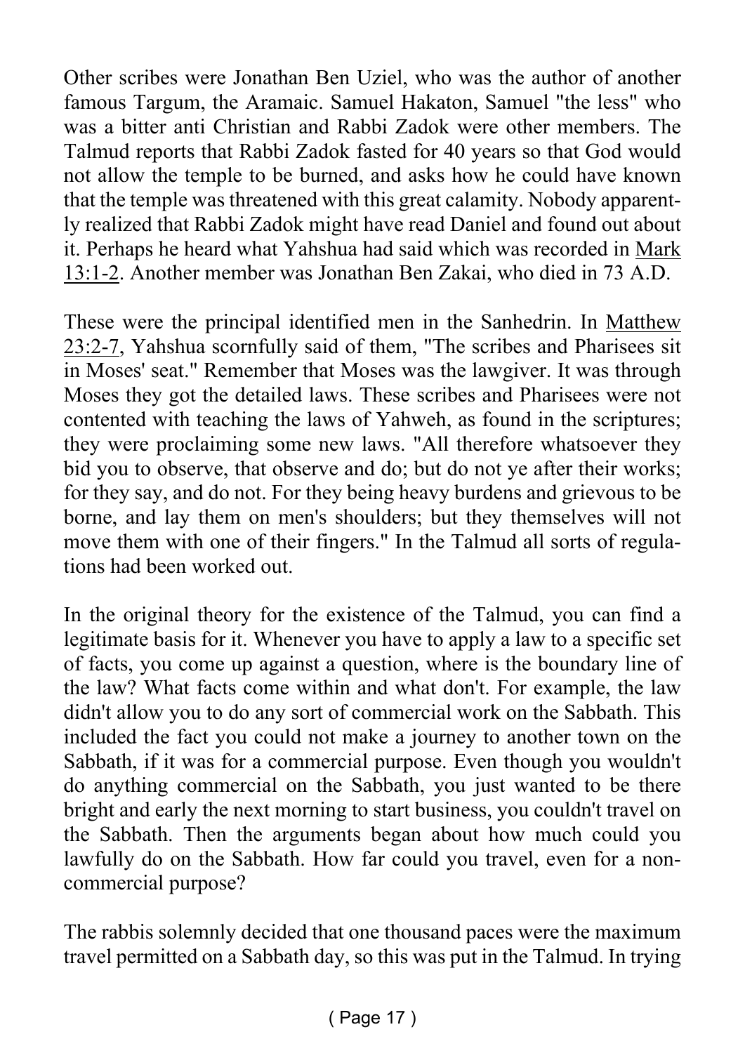Other scribes were Jonathan Ben Uziel, who was the author of another famous Targum, the Aramaic. Samuel Hakaton, Samuel "the less" who was a bitter anti Christian and Rabbi Zadok were other members. The Talmud reports that Rabbi Zadok fasted for 40 years so that God would not allow the temple to be burned, and asks how he could have known that the temple was threatened with this great calamity. Nobody apparently realized that Rabbi Zadok might have read Daniel and found out about it. Perhaps he heard what Yahshua had said which was recorded in Mark 13:1-2. Another member was Jonathan Ben Zakai, who died in 73 A.D.

These were the principal identified men in the Sanhedrin. In Matthew 23:2-7, Yahshua scornfully said of them, "The scribes and Pharisees sit in Moses' seat." Remember that Moses was the lawgiver. It was through Moses they got the detailed laws. These scribes and Pharisees were not contented with teaching the laws of Yahweh, as found in the scriptures; they were proclaiming some new laws. "All therefore whatsoever they bid you to observe, that observe and do; but do not ye after their works; for they say, and do not. For they being heavy burdens and grievous to be borne, and lay them on men's shoulders; but they themselves will not move them with one of their fingers." In the Talmud all sorts of regulations had been worked out.

In the original theory for the existence of the Talmud, you can find a legitimate basis for it. Whenever you have to apply a law to a specific set of facts, you come up against a question, where is the boundary line of the law? What facts come within and what don't. For example, the law didn't allow you to do any sort of commercial work on the Sabbath. This included the fact you could not make a journey to another town on the Sabbath, if it was for a commercial purpose. Even though you wouldn't do anything commercial on the Sabbath, you just wanted to be there bright and early the next morning to start business, you couldn't travel on the Sabbath. Then the arguments began about how much could you lawfully do on the Sabbath. How far could you travel, even for a non-commercial purpose?

The rabbis solemnly decided that one thousand paces were the maximum travel permitted on a Sabbath day, so this was put in the Talmud. In trying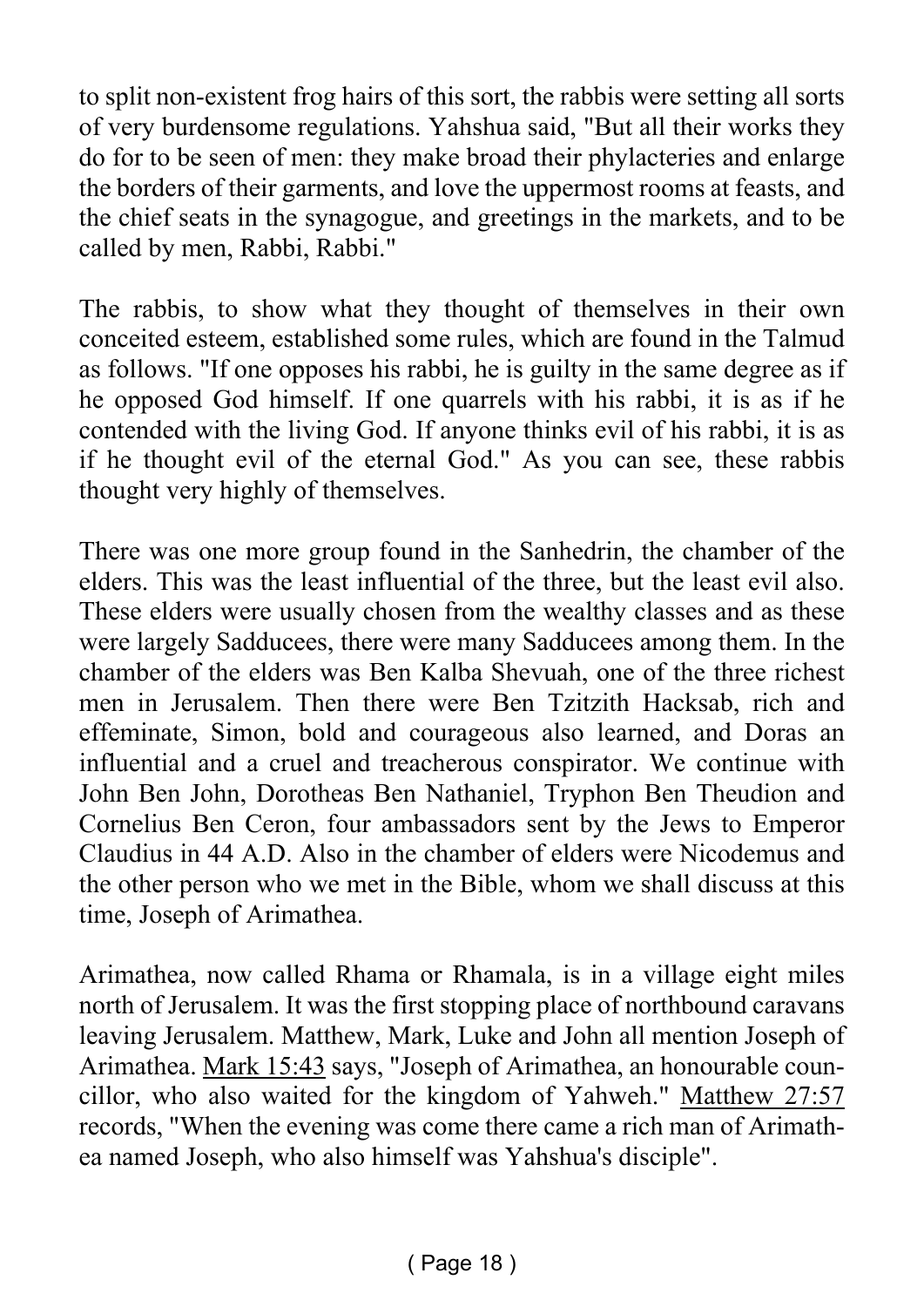to split non-existent frog hairs of this sort, the rabbis were setting all sorts of very burdensome regulations. Yahshua said, "But all their works they do for to be seen of men: they make broad their phylacteries and enlarge the borders of their garments, and love the uppermost rooms at feasts, and the chief seats in the synagogue, and greetings in the markets, and to be called by men, Rabbi, Rabbi."

The rabbis, to show what they thought of themselves in their own conceited esteem, established some rules, which are found in the Talmud as follows. "If one opposes his rabbi, he is guilty in the same degree as if he opposed God himself. If one quarrels with his rabbi, it is as if he contended with the living God. If anyone thinks evil of his rabbi, it is as if he thought evil of the eternal God." As you can see, these rabbis thought very highly of themselves.

There was one more group found in the Sanhedrin, the chamber of the elders. This was the least influential of the three, but the least evil also. These elders were usually chosen from the wealthy classes and as these were largely Sadducees, there were many Sadducees among them. In the chamber of the elders was Ben Kalba Shevuah, one of the three richest men in Jerusalem. Then there were Ben Tzitzith Hacksab, rich and effeminate, Simon, bold and courageous also learned, and Doras an influential and a cruel and treacherous conspirator. We continue with John Ben John, Dorotheas Ben Nathaniel, Tryphon Ben Theudion and Cornelius Ben Ceron, four ambassadors sent by the Jews to Emperor Claudius in 44 A.D. Also in the chamber of elders were Nicodemus and the other person who we met in the Bible, whom we shall discuss at this time, Joseph of Arimathea.

Arimathea, now called Rhama or Rhamala, is in a village eight miles north of Jerusalem. It was the first stopping place of northbound caravans leaving Jerusalem. Matthew, Mark, Luke and John all mention Joseph of Arimathea. Mark 15:43 says, "Joseph of Arimathea, an honourable councillor, who also waited for the kingdom of Yahweh." Matthew 27:57 records, "When the evening was come there came a rich man of Arimathea named Joseph, who also himself was Yahshua's disciple".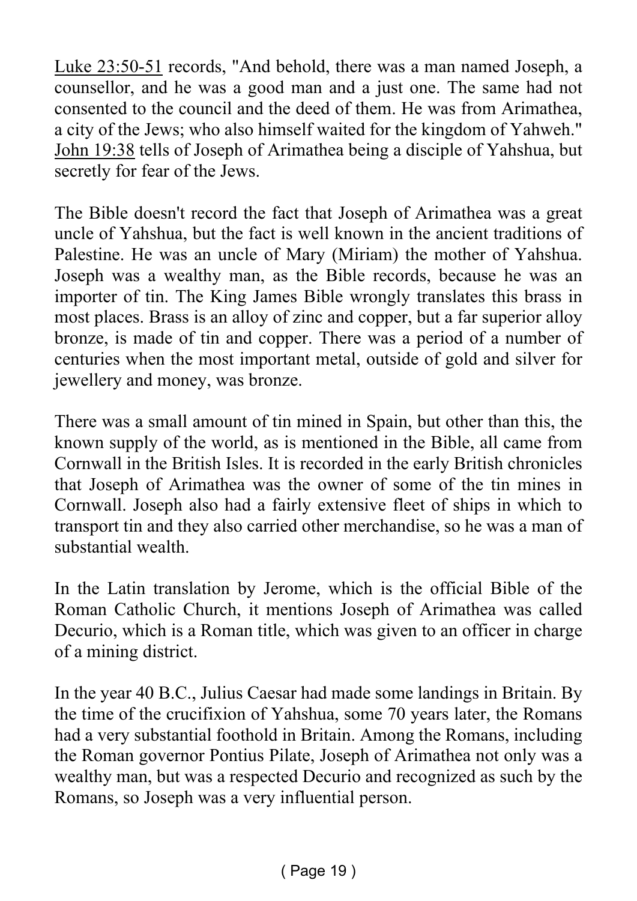Luke 23:50-51 records, "And behold, there was a man named Joseph, a counsellor, and he was a good man and a just one. The same had not consented to the council and the deed of them. He was from Arimathea, a city of the Jews; who also himself waited for the kingdom of Yahweh." John 19:38 tells of Joseph of Arimathea being a disciple of Yahshua, but secretly for fear of the Jews.

The Bible doesn't record the fact that Joseph of Arimathea was a great uncle of Yahshua, but the fact is well known in the ancient traditions of Palestine. He was an uncle of Mary (Miriam) the mother of Yahshua. Joseph was a wealthy man, as the Bible records, because he was an importer of tin. The King James Bible wrongly translates this brass in most places. Brass is an alloy of zinc and copper, but a far superior alloy bronze, is made of tin and copper. There was a period of a number of centuries when the most important metal, outside of gold and silver for jewellery and money, was bronze.

There was a small amount of tin mined in Spain, but other than this, the known supply of the world, as is mentioned in the Bible, all came from Cornwall in the British Isles. It is recorded in the early British chronicles that Joseph of Arimathea was the owner of some of the tin mines in Cornwall. Joseph also had a fairly extensive fleet of ships in which to transport tin and they also carried other merchandise, so he was a man of substantial wealth.

In the Latin translation by Jerome, which is the official Bible of the Roman Catholic Church, it mentions Joseph of Arimathea was called Decurio, which is a Roman title, which was given to an officer in charge of a mining district.

In the year 40 B.C., Julius Caesar had made some landings in Britain. By the time of the crucifixion of Yahshua, some 70 years later, the Romans had a very substantial foothold in Britain. Among the Romans, including the Roman governor Pontius Pilate, Joseph of Arimathea not only was a wealthy man, but was a respected Decurio and recognized as such by the Romans, so Joseph was a very influential person.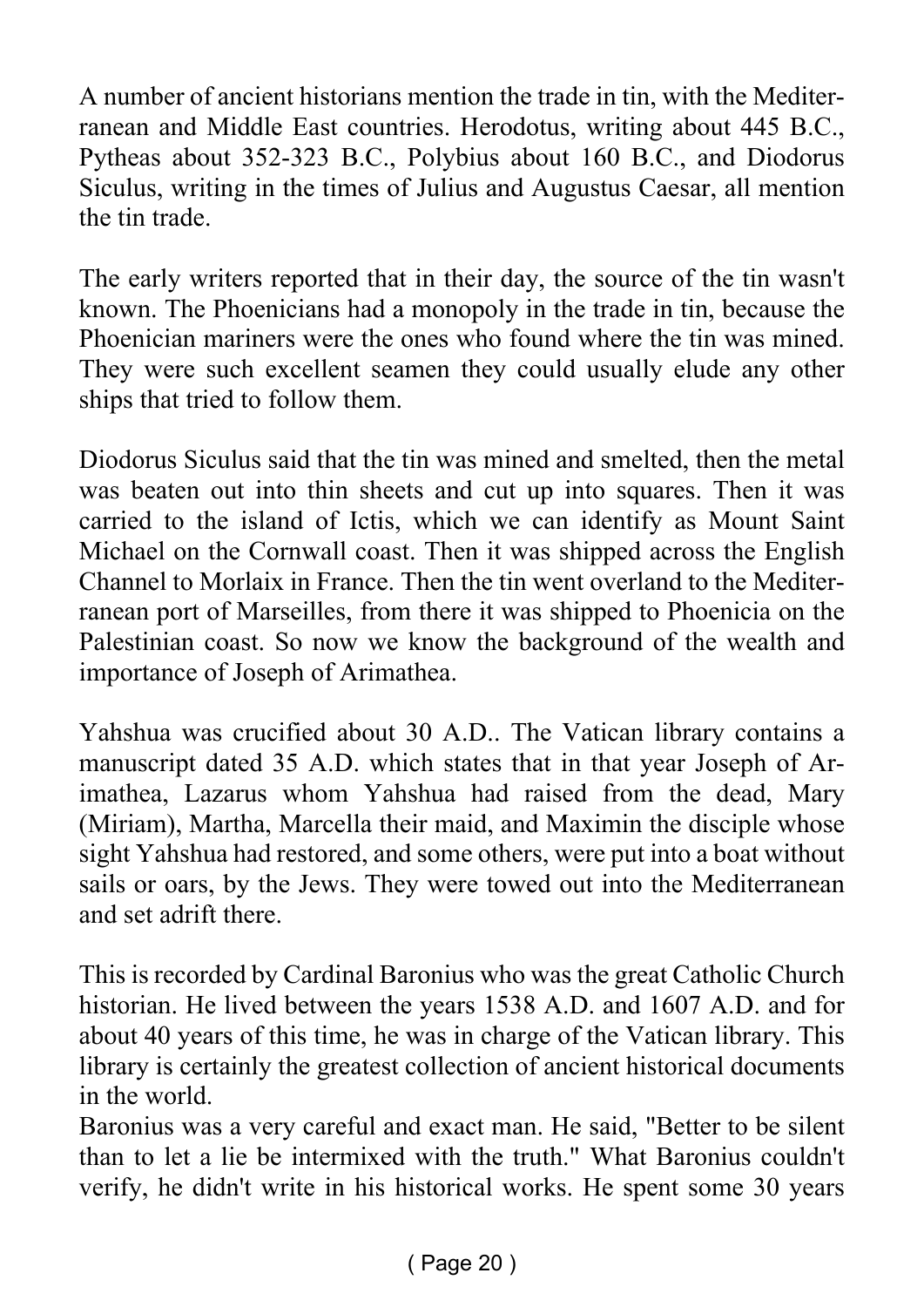A number of ancient historians mention the trade in tin, with the Mediterranean and Middle East countries. Herodotus, writing about 445 B.C., Pytheas about 352-323 B.C., Polybius about 160 B.C., and Diodorus Siculus, writing in the times of Julius and Augustus Caesar, all mention the tin trade.

The early writers reported that in their day, the source of the tin wasn't known. The Phoenicians had a monopoly in the trade in tin, because the Phoenician mariners were the ones who found where the tin was mined. They were such excellent seamen they could usually elude any other ships that tried to follow them.

Diodorus Siculus said that the tin was mined and smelted, then the metal was beaten out into thin sheets and cut up into squares. Then it was carried to the island of Ictis, which we can identify as Mount Saint Michael on the Cornwall coast. Then it was shipped across the English Channel to Morlaix in France. Then the tin went overland to the Mediterranean port of Marseilles, from there it was shipped to Phoenicia on the Palestinian coast. So now we know the background of the wealth and importance of Joseph of Arimathea.

Yahshua was crucified about 30 A.D.. The Vatican library contains a manuscript dated 35 A.D. which states that in that year Joseph of Arimathea, Lazarus whom Yahshua had raised from the dead, Mary (Miriam), Martha, Marcella their maid, and Maximin the disciple whose sight Yahshua had restored, and some others, were put into a boat without sails or oars, by the Jews. They were towed out into the Mediterranean and set adrift there.

This is recorded by Cardinal Baronius who was the great Catholic Church historian. He lived between the years 1538 A.D. and 1607 A.D. and for about 40 years of this time, he was in charge of the Vatican library. This library is certainly the greatest collection of ancient historical documents in the world.

Baronius was a very careful and exact man. He said, "Better to be silent than to let a lie be intermixed with the truth." What Baronius couldn't verify, he didn't write in his historical works. He spent some 30 years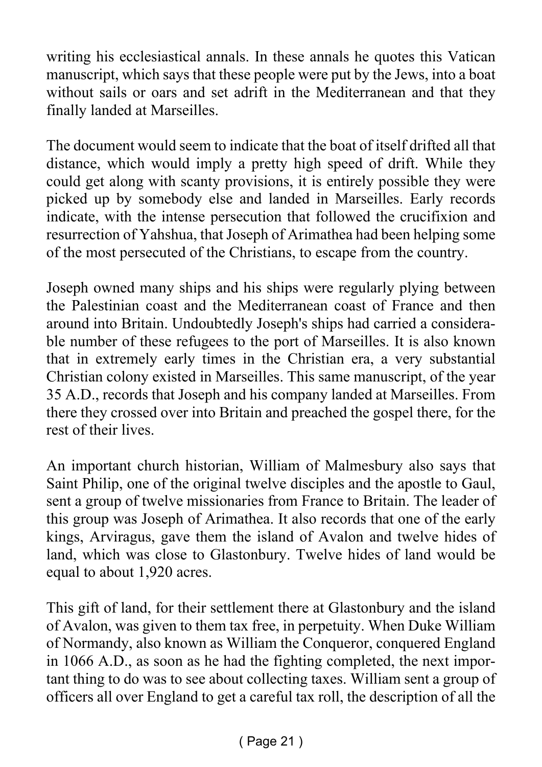writing his ecclesiastical annals. In these annals he quotes this Vatican manuscript, which says that these people were put by the Jews, into a boat without sails or oars and set adrift in the Mediterranean and that they finally landed at Marseilles.

The document would seem to indicate that the boat of itself drifted all that distance, which would imply a pretty high speed of drift. While they could get along with scanty provisions, it is entirely possible they were picked up by somebody else and landed in Marseilles. Early records indicate, with the intense persecution that followed the crucifixion and resurrection of Yahshua, that Joseph of Arimathea had been helping some of the most persecuted of the Christians, to escape from the country.

Joseph owned many ships and his ships were regularly plying between the Palestinian coast and the Mediterranean coast of France and then around into Britain. Undoubtedly Joseph's ships had carried a considerable number of these refugees to the port of Marseilles. It is also known that in extremely early times in the Christian era, a very substantial Christian colony existed in Marseilles. This same manuscript, of the year 35 A.D., records that Joseph and his company landed at Marseilles. From there they crossed over into Britain and preached the gospel there, for the rest of their lives.

An important church historian, William of Malmesbury also says that Saint Philip, one of the original twelve disciples and the apostle to Gaul, sent a group of twelve missionaries from France to Britain. The leader of this group was Joseph of Arimathea. It also records that one of the early kings, Arviragus, gave them the island of Avalon and twelve hides of land, which was close to Glastonbury. Twelve hides of land would be equal to about 1,920 acres.

This gift of land, for their settlement there at Glastonbury and the island of Avalon, was given to them tax free, in perpetuity. When Duke William of Normandy, also known as William the Conqueror, conquered England in 1066 A.D., as soon as he had the fighting completed, the next important thing to do was to see about collecting taxes. William sent a group of officers all over England to get a careful tax roll, the description of all the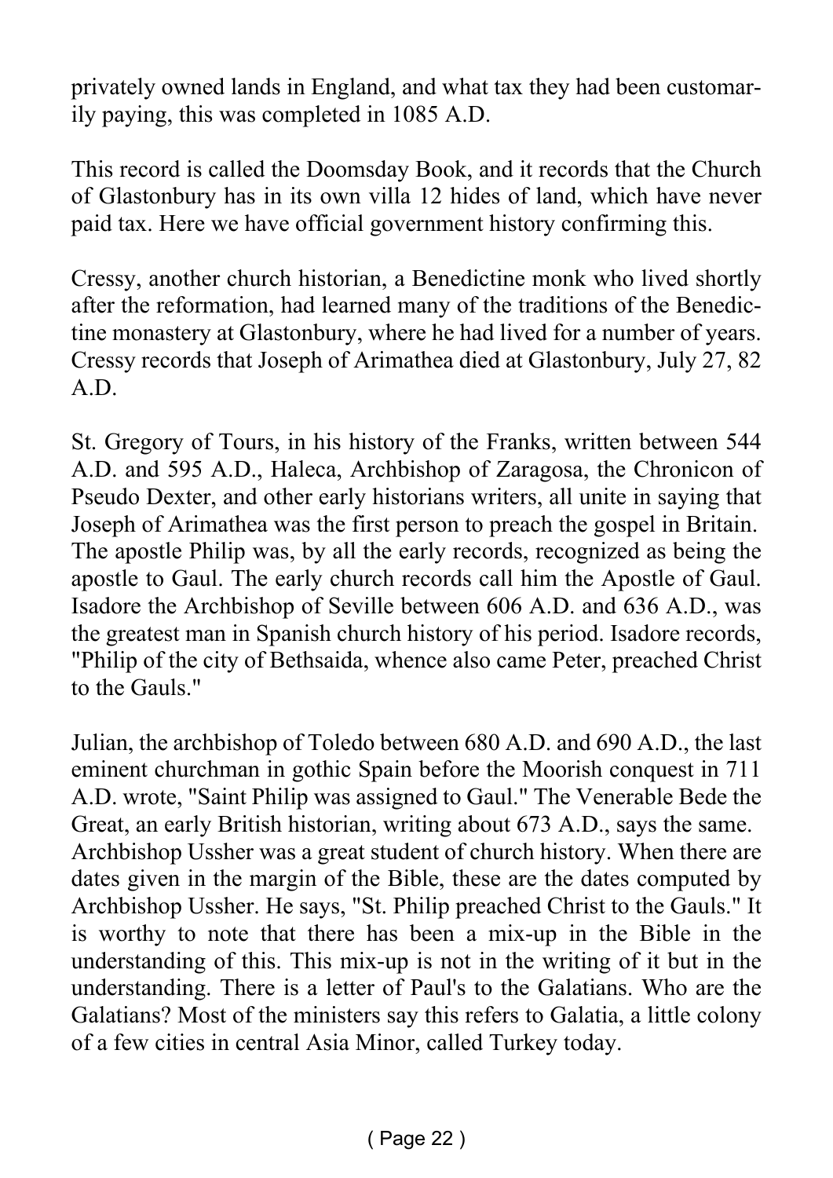privately owned lands in England, and what tax they had been customarily paying, this was completed in 1085 A.D.

This record is called the Doomsday Book, and it records that the Church of Glastonbury has in its own villa 12 hides of land, which have never paid tax. Here we have official government history confirming this.

Cressy, another church historian, a Benedictine monk who lived shortly after the reformation, had learned many of the traditions of the Benedictine monastery at Glastonbury, where he had lived for a number of years. Cressy records that Joseph of Arimathea died at Glastonbury, July 27, 82 A.D.

St. Gregory of Tours, in his history of the Franks, written between 544 A.D. and 595 A.D., Haleca, Archbishop of Zaragosa, the Chronicon of Pseudo Dexter, and other early historians writers, all unite in saying that Joseph of Arimathea was the first person to preach the gospel in Britain. The apostle Philip was, by all the early records, recognized as being the apostle to Gaul. The early church records call him the Apostle of Gaul. Isadore the Archbishop of Seville between 606 A.D. and 636 A.D., was the greatest man in Spanish church history of his period. Isadore records, "Philip of the city of Bethsaida, whence also came Peter, preached Christ to the Gauls."

Julian, the archbishop of Toledo between 680 A.D. and 690 A.D., the last eminent churchman in gothic Spain before the Moorish conquest in 711 A.D. wrote, "Saint Philip was assigned to Gaul." The Venerable Bede the Great, an early British historian, writing about 673 A.D., says the same. Archbishop Ussher was a great student of church history. When there are dates given in the margin of the Bible, these are the dates computed by Archbishop Ussher. He says, "St. Philip preached Christ to the Gauls." It is worthy to note that there has been a mix-up in the Bible in the understanding of this. This mix-up is not in the writing of it but in the understanding. There is a letter of Paul's to the Galatians. Who are the Galatians? Most of the ministers say this refers to Galatia, a little colony of a few cities in central Asia Minor, called Turkey today.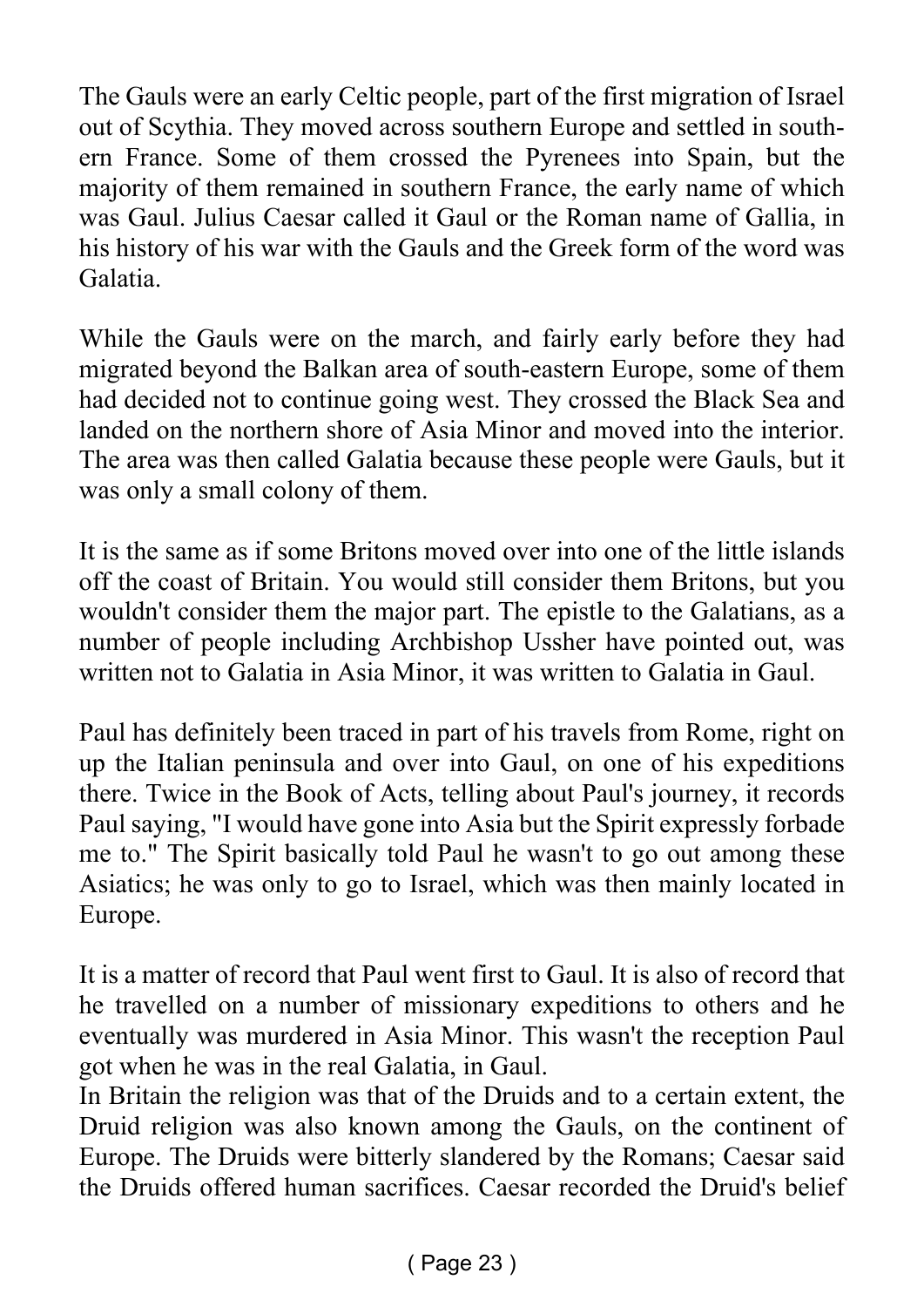The Gauls were an early Celtic people, part of the first migration of Israel out of Scythia. They moved across southern Europe and settled in southern France. Some of them crossed the Pyrenees into Spain, but the majority of them remained in southern France, the early name of which was Gaul. Julius Caesar called it Gaul or the Roman name of Gallia, in his history of his war with the Gauls and the Greek form of the word was Galatia.

While the Gauls were on the march, and fairly early before they had migrated beyond the Balkan area of south-eastern Europe, some of them had decided not to continue going west. They crossed the Black Sea and landed on the northern shore of Asia Minor and moved into the interior. The area was then called Galatia because these people were Gauls, but it was only a small colony of them.

It is the same as if some Britons moved over into one of the little islands off the coast of Britain. You would still consider them Britons, but you wouldn't consider them the major part. The epistle to the Galatians, as a number of people including Archbishop Ussher have pointed out, was written not to Galatia in Asia Minor, it was written to Galatia in Gaul.

Paul has definitely been traced in part of his travels from Rome, right on up the Italian peninsula and over into Gaul, on one of his expeditions there. Twice in the Book of Acts, telling about Paul's journey, it records Paul saying, "I would have gone into Asia but the Spirit expressly forbade me to." The Spirit basically told Paul he wasn't to go out among these Asiatics; he was only to go to Israel, which was then mainly located in Europe.

It is a matter of record that Paul went first to Gaul. It is also of record that he travelled on a number of missionary expeditions to others and he eventually was murdered in Asia Minor. This wasn't the reception Paul got when he was in the real Galatia, in Gaul.

In Britain the religion was that of the Druids and to a certain extent, the Druid religion was also known among the Gauls, on the continent of Europe. The Druids were bitterly slandered by the Romans; Caesar said the Druids offered human sacrifices. Caesar recorded the Druid's belief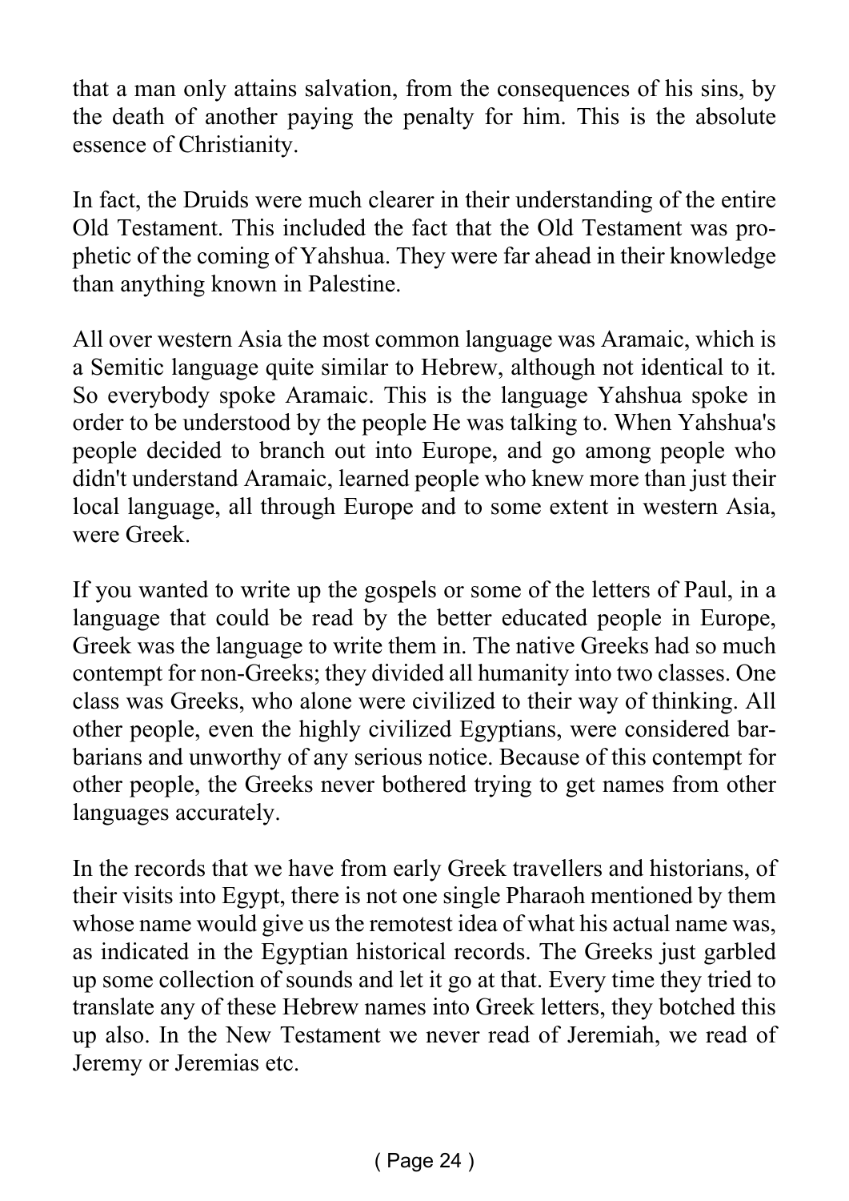that a man only attains salvation, from the consequences of his sins, by the death of another paying the penalty for him. This is the absolute essence of Christianity.

In fact, the Druids were much clearer in their understanding of the entire Old Testament. This included the fact that the Old Testament was prophetic of the coming of Yahshua. They were far ahead in their knowledge than anything known in Palestine.

All over western Asia the most common language was Aramaic, which is a Semitic language quite similar to Hebrew, although not identical to it. So everybody spoke Aramaic. This is the language Yahshua spoke in order to be understood by the people He was talking to. When Yahshua's people decided to branch out into Europe, and go among people who didn't understand Aramaic, learned people who knew more than just their local language, all through Europe and to some extent in western Asia, were Greek.

If you wanted to write up the gospels or some of the letters of Paul, in a language that could be read by the better educated people in Europe, Greek was the language to write them in. The native Greeks had so much contempt for non-Greeks; they divided all humanity into two classes. One class was Greeks, who alone were civilized to their way of thinking. All other people, even the highly civilized Egyptians, were considered barbarians and unworthy of any serious notice. Because of this contempt for other people, the Greeks never bothered trying to get names from other languages accurately.

In the records that we have from early Greek travellers and historians, of their visits into Egypt, there is not one single Pharaoh mentioned by them whose name would give us the remotest idea of what his actual name was, as indicated in the Egyptian historical records. The Greeks just garbled up some collection of sounds and let it go at that. Every time they tried to translate any of these Hebrew names into Greek letters, they botched this up also. In the New Testament we never read of Jeremiah, we read of Jeremy or Jeremias etc.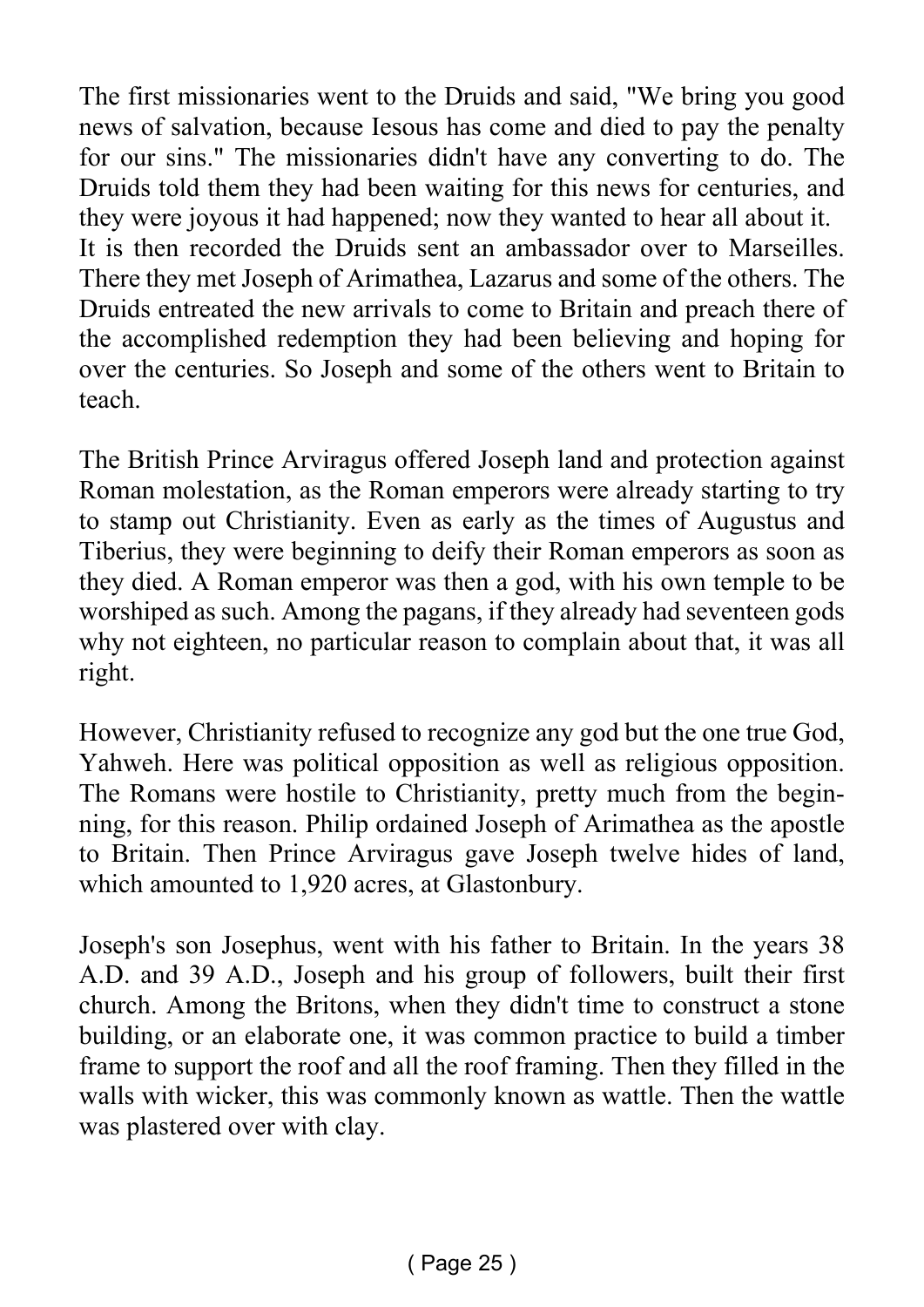The first missionaries went to the Druids and said, "We bring you good news of salvation, because Iesous has come and died to pay the penalty for our sins." The missionaries didn't have any converting to do. The Druids told them they had been waiting for this news for centuries, and they were joyous it had happened; now they wanted to hear all about it. It is then recorded the Druids sent an ambassador over to Marseilles. There they met Joseph of Arimathea, Lazarus and some of the others. The Druids entreated the new arrivals to come to Britain and preach there of the accomplished redemption they had been believing and hoping for over the centuries. So Joseph and some of the others went to Britain to teach.

The British Prince Arviragus offered Joseph land and protection against Roman molestation, as the Roman emperors were already starting to try to stamp out Christianity. Even as early as the times of Augustus and Tiberius, they were beginning to deify their Roman emperors as soon as they died. A Roman emperor was then a god, with his own temple to be worshiped as such. Among the pagans, if they already had seventeen gods why not eighteen, no particular reason to complain about that, it was all right.

However, Christianity refused to recognize any god but the one true God, Yahweh. Here was political opposition as well as religious opposition. The Romans were hostile to Christianity, pretty much from the beginning, for this reason. Philip ordained Joseph of Arimathea as the apostle to Britain. Then Prince Arviragus gave Joseph twelve hides of land, which amounted to 1,920 acres, at Glastonbury.

Joseph's son Josephus, went with his father to Britain. In the years 38 A.D. and 39 A.D., Joseph and his group of followers, built their first church. Among the Britons, when they didn't time to construct a stone building, or an elaborate one, it was common practice to build a timber frame to support the roof and all the roof framing. Then they filled in the walls with wicker, this was commonly known as wattle. Then the wattle was plastered over with clay.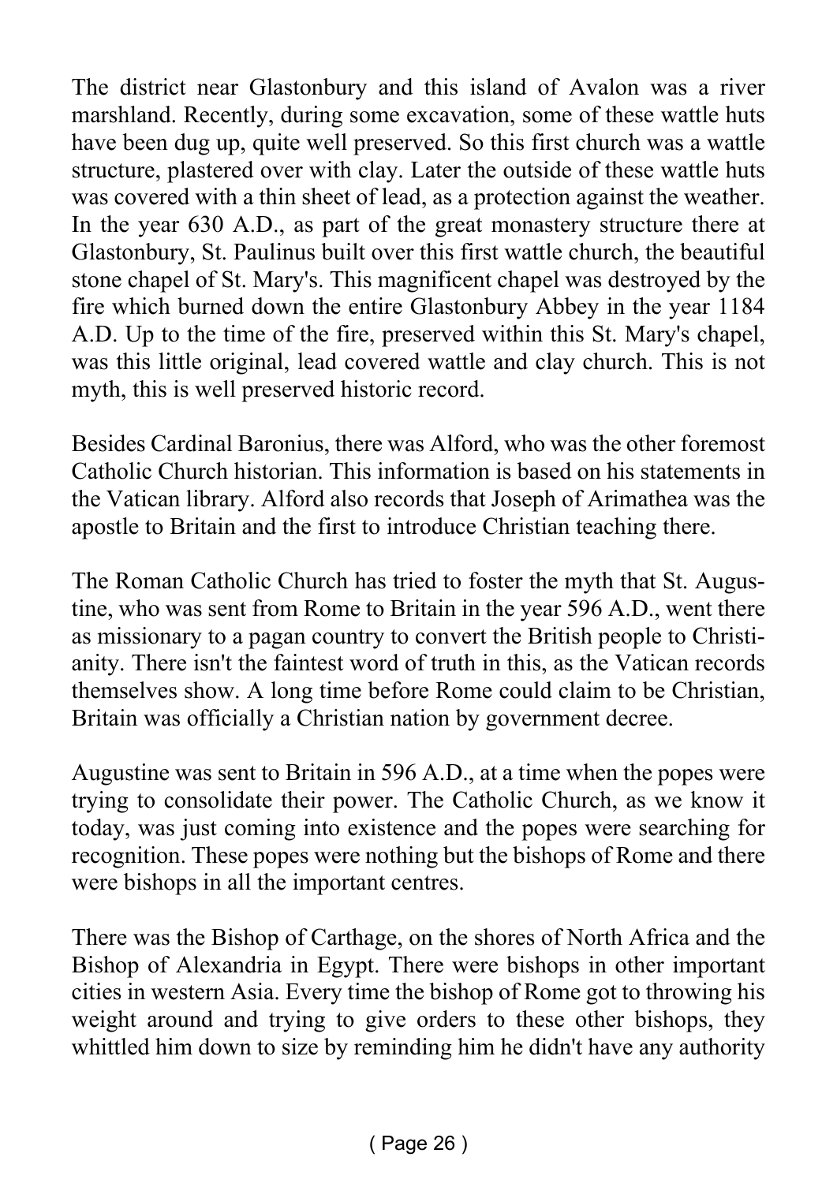The district near Glastonbury and this island of Avalon was a river marshland. Recently, during some excavation, some of these wattle huts have been dug up, quite well preserved. So this first church was a wattle structure, plastered over with clay. Later the outside of these wattle huts was covered with a thin sheet of lead, as a protection against the weather. In the year 630 A.D., as part of the great monastery structure there at Glastonbury, St. Paulinus built over this first wattle church, the beautiful stone chapel of St. Mary's. This magnificent chapel was destroyed by the fire which burned down the entire Glastonbury Abbey in the year 1184 A.D. Up to the time of the fire, preserved within this St. Mary's chapel, was this little original, lead covered wattle and clay church. This is not myth, this is well preserved historic record.

Besides Cardinal Baronius, there was Alford, who was the other foremost Catholic Church historian. This information is based on his statements in the Vatican library. Alford also records that Joseph of Arimathea was the apostle to Britain and the first to introduce Christian teaching there.

The Roman Catholic Church has tried to foster the myth that St. Augustine, who was sent from Rome to Britain in the year 596 A.D., went there as missionary to a pagan country to convert the British people to Christianity. There isn't the faintest word of truth in this, as the Vatican records themselves show. A long time before Rome could claim to be Christian, Britain was officially a Christian nation by government decree.

Augustine was sent to Britain in 596 A.D., at a time when the popes were trying to consolidate their power. The Catholic Church, as we know it today, was just coming into existence and the popes were searching for recognition. These popes were nothing but the bishops of Rome and there were bishops in all the important centres.

There was the Bishop of Carthage, on the shores of North Africa and the Bishop of Alexandria in Egypt. There were bishops in other important cities in western Asia. Every time the bishop of Rome got to throwing his weight around and trying to give orders to these other bishops, they whittled him down to size by reminding him he didn't have any authority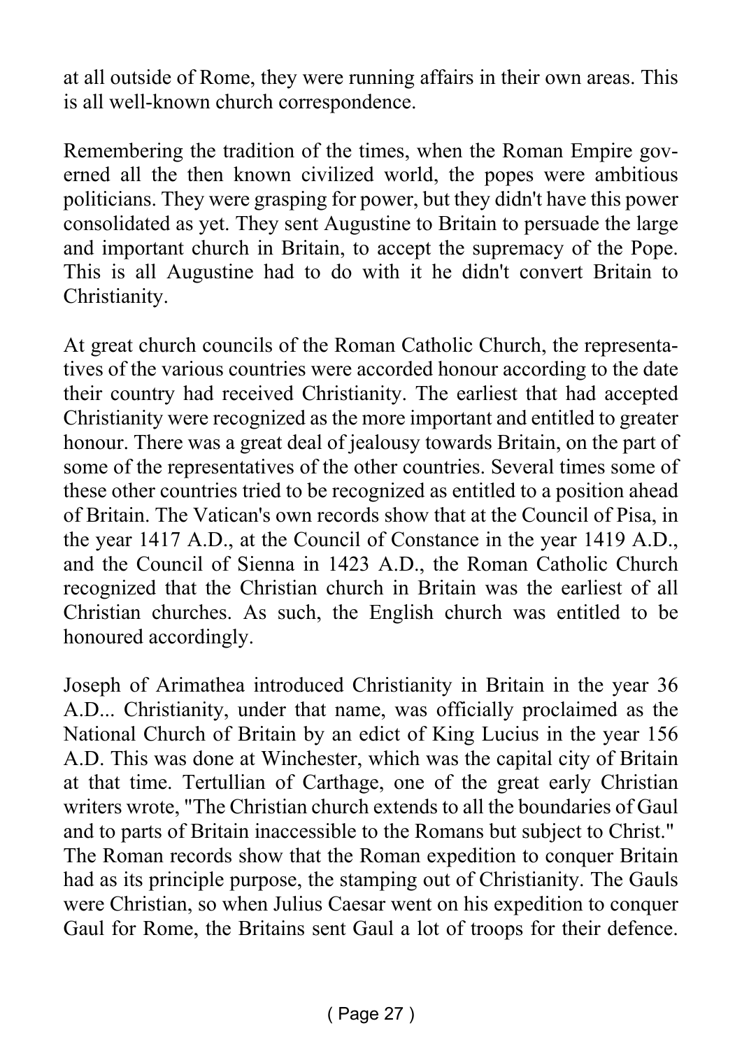at all outside of Rome, they were running affairs in their own areas. This is all well-known church correspondence.

Remembering the tradition of the times, when the Roman Empire governed all the then known civilized world, the popes were ambitious politicians. They were grasping for power, but they didn't have this power consolidated as yet. They sent Augustine to Britain to persuade the large and important church in Britain, to accept the supremacy of the Pope. This is all Augustine had to do with it he didn't convert Britain to Christianity.

At great church councils of the Roman Catholic Church, the representatives of the various countries were accorded honour according to the date their country had received Christianity. The earliest that had accepted Christianity were recognized as the more important and entitled to greater honour. There was a great deal of jealousy towards Britain, on the part of some of the representatives of the other countries. Several times some of these other countries tried to be recognized as entitled to a position ahead of Britain. The Vatican's own records show that at the Council of Pisa, in the year 1417 A.D., at the Council of Constance in the year 1419 A.D., and the Council of Sienna in 1423 A.D., the Roman Catholic Church recognized that the Christian church in Britain was the earliest of all Christian churches. As such, the English church was entitled to be honoured accordingly.

Joseph of Arimathea introduced Christianity in Britain in the year 36 A.D... Christianity, under that name, was officially proclaimed as the National Church of Britain by an edict of King Lucius in the year 156 A.D. This was done at Winchester, which was the capital city of Britain at that time. Tertullian of Carthage, one of the great early Christian writers wrote, "The Christian church extends to all the boundaries of Gaul and to parts of Britain inaccessible to the Romans but subject to Christ." The Roman records show that the Roman expedition to conquer Britain had as its principle purpose, the stamping out of Christianity. The Gauls were Christian, so when Julius Caesar went on his expedition to conquer Gaul for Rome, the Britains sent Gaul a lot of troops for their defence.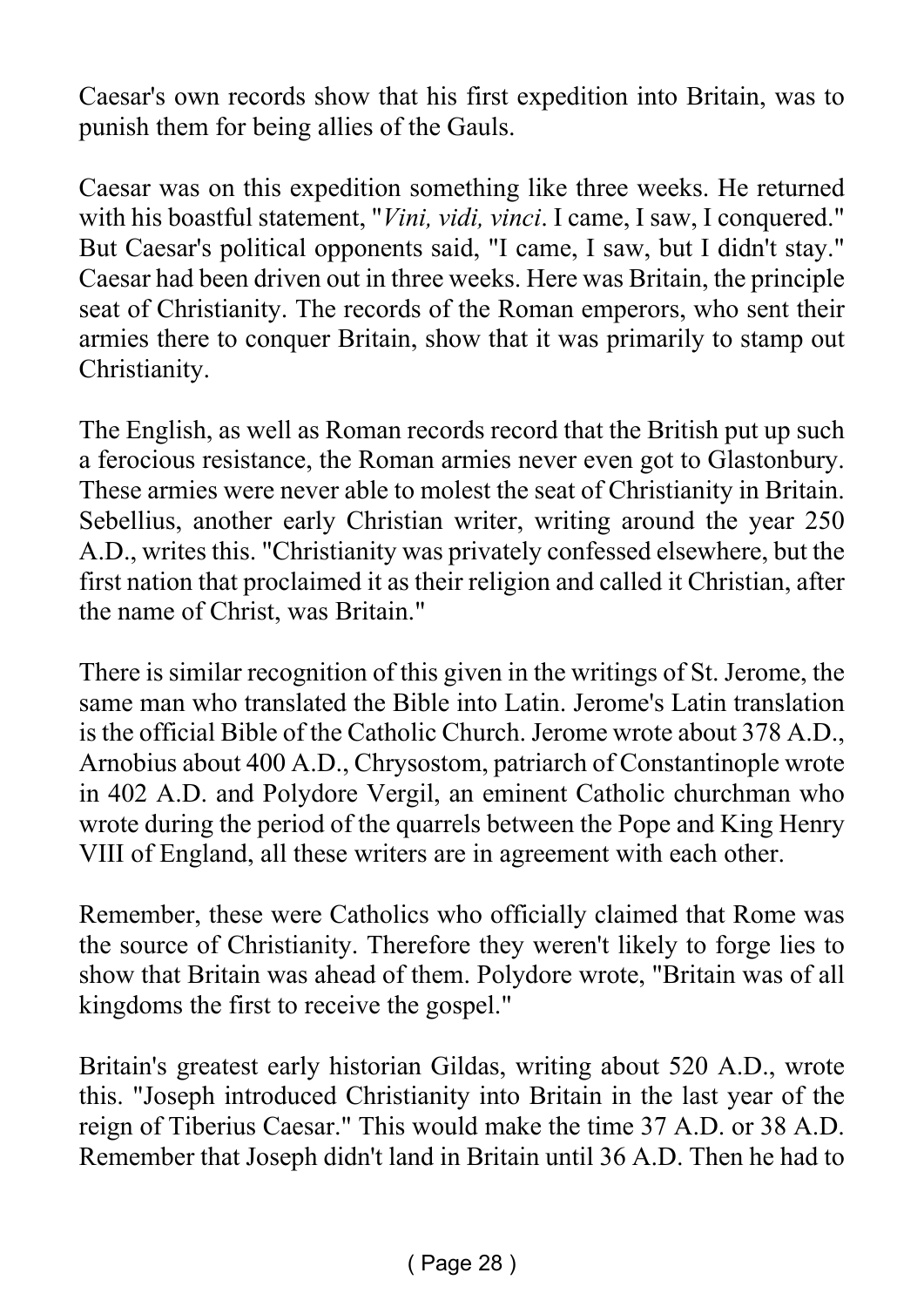Caesar's own records show that his first expedition into Britain, was to punish them for being allies of the Gauls.

Caesar was on this expedition something like three weeks. He returned with his boastful statement, "*Vini, vidi, vinci*. I came, I saw, I conquered." But Caesar's political opponents said, "I came, I saw, but I didn't stay." Caesar had been driven out in three weeks. Here was Britain, the principle seat of Christianity. The records of the Roman emperors, who sent their armies there to conquer Britain, show that it was primarily to stamp out Christianity.

The English, as well as Roman records record that the British put up such a ferocious resistance, the Roman armies never even got to Glastonbury. These armies were never able to molest the seat of Christianity in Britain. Sebellius, another early Christian writer, writing around the year 250 A.D., writes this. "Christianity was privately confessed elsewhere, but the first nation that proclaimed it as their religion and called it Christian, after the name of Christ, was Britain."

There is similar recognition of this given in the writings of St. Jerome, the same man who translated the Bible into Latin. Jerome's Latin translation is the official Bible of the Catholic Church. Jerome wrote about 378 A.D., Arnobius about 400 A.D., Chrysostom, patriarch of Constantinople wrote in 402 A.D. and Polydore Vergil, an eminent Catholic churchman who wrote during the period of the quarrels between the Pope and King Henry VIII of England, all these writers are in agreement with each other.

Remember, these were Catholics who officially claimed that Rome was the source of Christianity. Therefore they weren't likely to forge lies to show that Britain was ahead of them. Polydore wrote, "Britain was of all kingdoms the first to receive the gospel."

Britain's greatest early historian Gildas, writing about 520 A.D., wrote this. "Joseph introduced Christianity into Britain in the last year of the reign of Tiberius Caesar." This would make the time 37 A.D. or 38 A.D. Remember that Joseph didn't land in Britain until 36 A.D. Then he had to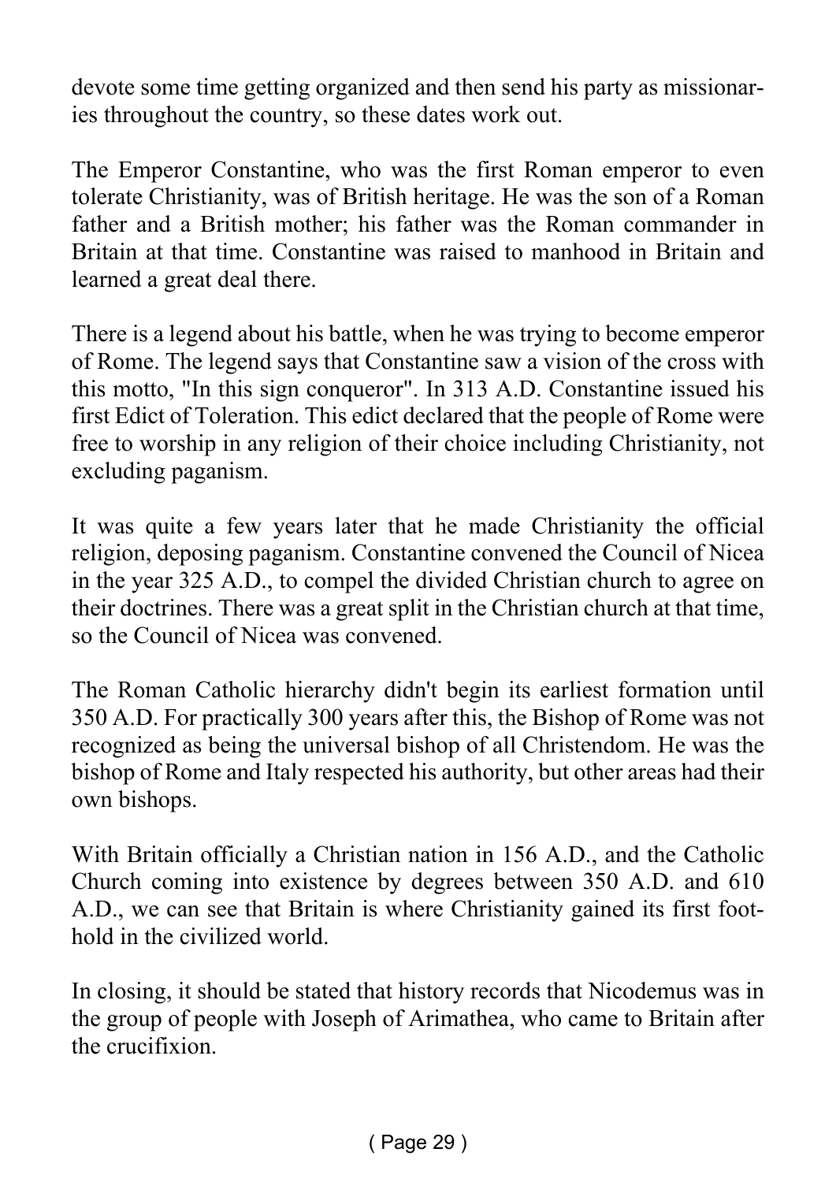devote some time getting organized and then send his party as missionaries throughout the country, so these dates work out.

The Emperor Constantine, who was the first Roman emperor to even tolerate Christianity, was of British heritage. He was the son of a Roman father and a British mother; his father was the Roman commander in Britain at that time. Constantine was raised to manhood in Britain and learned a great deal there.

There is a legend about his battle, when he was trying to become emperor of Rome. The legend says that Constantine saw a vision of the cross with this motto, "In this sign conqueror". In 313 A.D. Constantine issued his first Edict of Toleration. This edict declared that the people of Rome were free to worship in any religion of their choice including Christianity, not excluding paganism.

It was quite a few years later that he made Christianity the official religion, deposing paganism. Constantine convened the Council of Nicea in the year 325 A.D., to compel the divided Christian church to agree on their doctrines. There was a great split in the Christian church at that time, so the Council of Nicea was convened.

The Roman Catholic hierarchy didn't begin its earliest formation until 350 A.D. For practically 300 years after this, the Bishop of Rome was not recognized as being the universal bishop of all Christendom. He was the bishop of Rome and Italy respected his authority, but other areas had their own bishops.

With Britain officially a Christian nation in 156 A.D., and the Catholic Church coming into existence by degrees between 350 A.D. and 610 A.D., we can see that Britain is where Christianity gained its first foothold in the civilized world.

In closing, it should be stated that history records that Nicodemus was in the group of people with Joseph of Arimathea, who came to Britain after the crucifixion.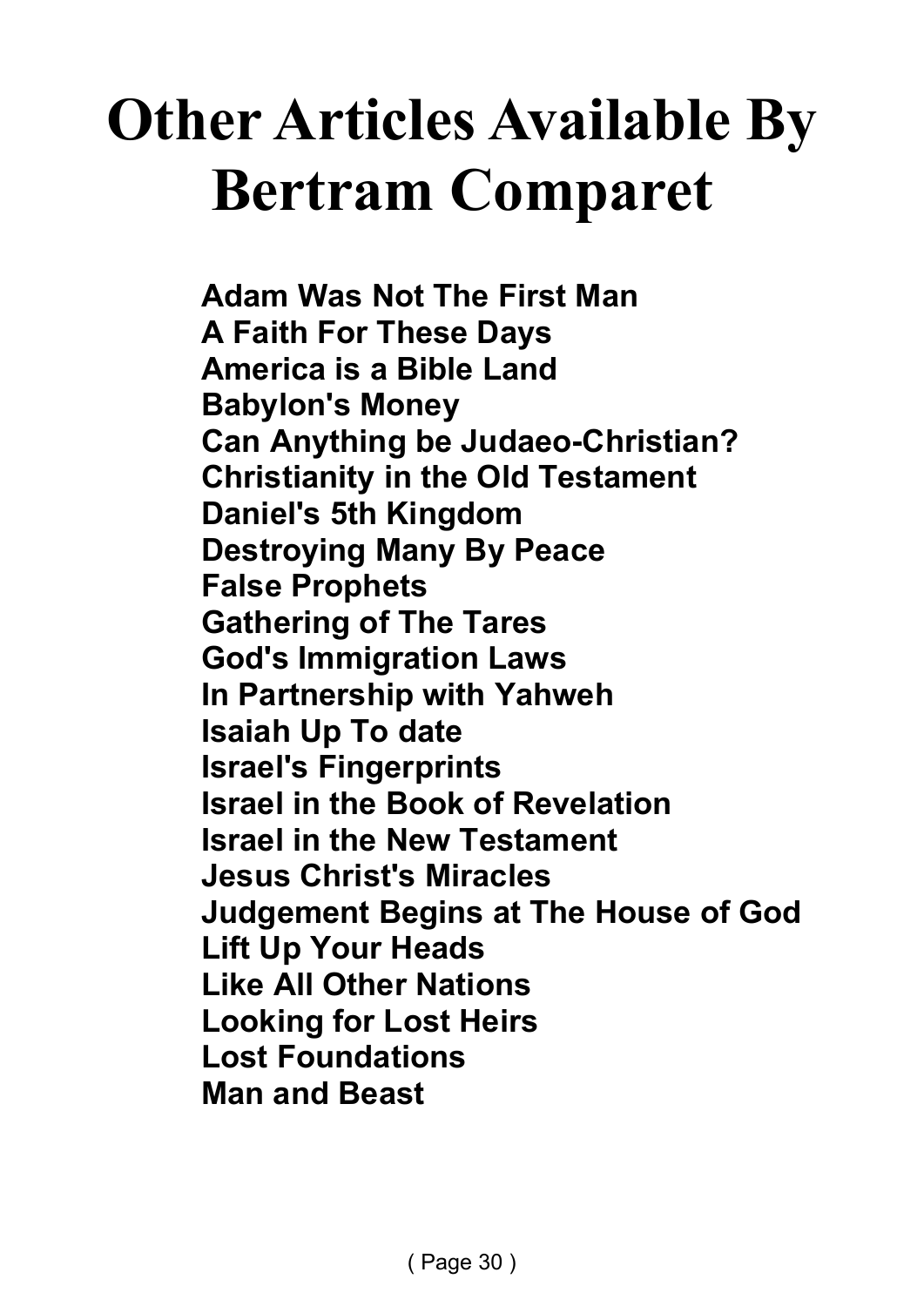# Other Articles Available By Bertram Comparet

**Adam Was Not The First Man**
**A Faith For These Days**
**America is a Bible Land**
**Babylon's Money**
**Can Anything be Judaeo-Christian?**
**Christianity in the Old Testament**
**Daniel's 5th Kingdom**
**Destroying Many By Peace**
**False Prophets**
**Gathering of The Tares**
**God's Immigration Laws**
**In Partnership with Yahweh**
**Isaiah Up To date**
**Israel's Fingerprints**
**Israel in the Book of Revelation**
**Israel in the New Testament**
**Jesus Christ's Miracles**
**Judgement Begins at The House of God**
**Lift Up Your Heads**
**Like All Other Nations**
**Looking for Lost Heirs**
**Lost Foundations**
**Man and Beast**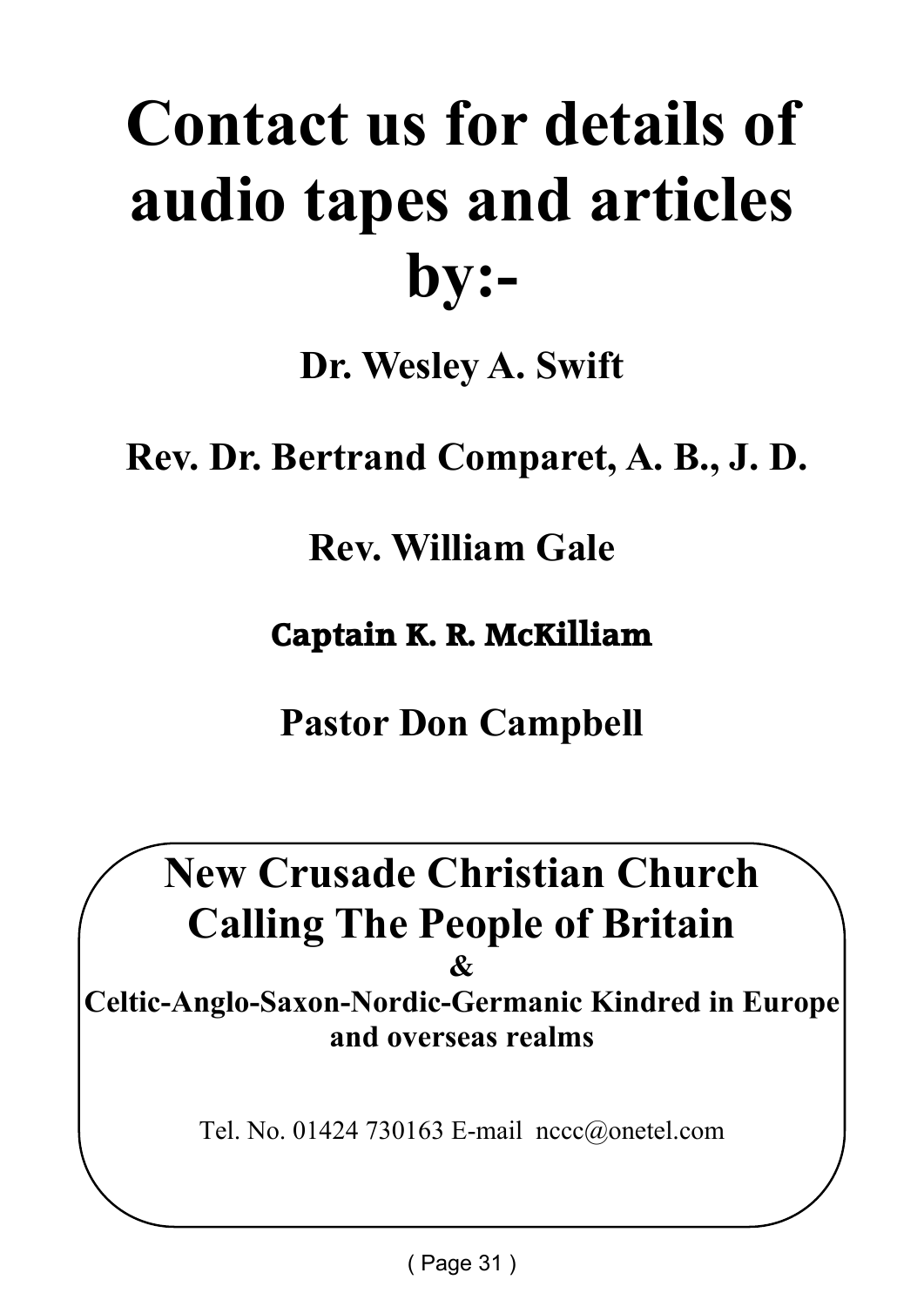# Contact us for details of audio tapes and articles by:-

**Dr. Wesley A. Swift**

**Rev. Dr. Bertrand Comparet, A. B., J. D.**

**Rev. William Gale**

**Captain K. R. McKilliam**

**Pastor Don Campbell**

## New Crusade Christian Church
## Calling The People of Britain

**&**

**Celtic-Anglo-Saxon-Nordic-Germanic Kindred in Europe and overseas realms**

Tel. No. 01424 730163 E-mail nccc@onetel.com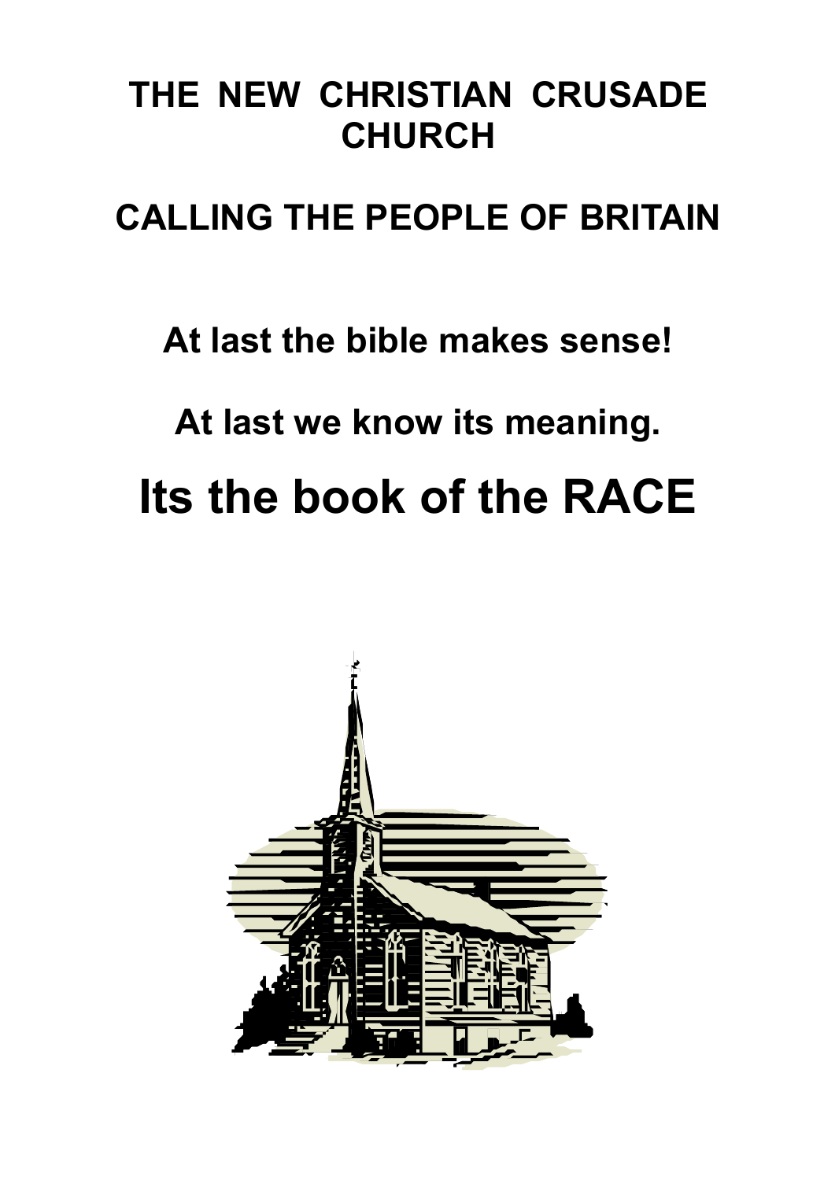# THE NEW CHRISTIAN CRUSADE CHURCH

## CALLING THE PEOPLE OF BRITAIN

**At last the bible makes sense!**

**At last we know its meaning.**

# Its the book of the RACE